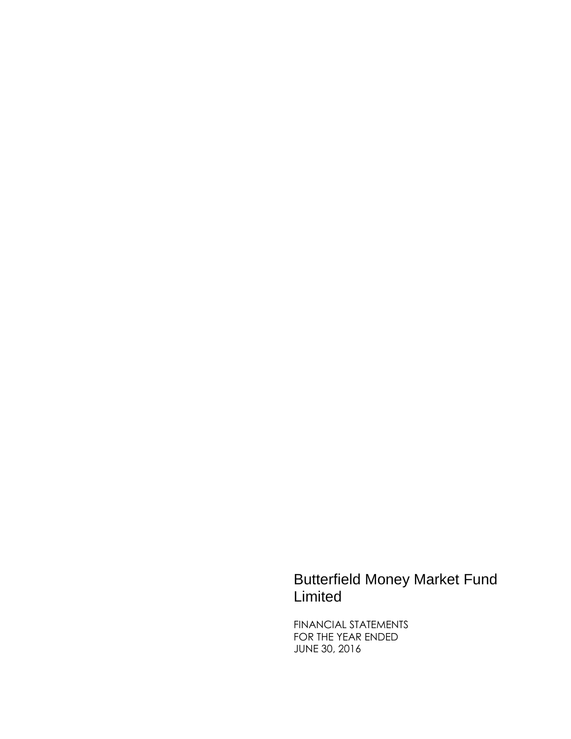# Butterfield Money Market Fund Limited

FINANCIAL STATEMENTS
FOR THE YEAR ENDED
JUNE 30, 2016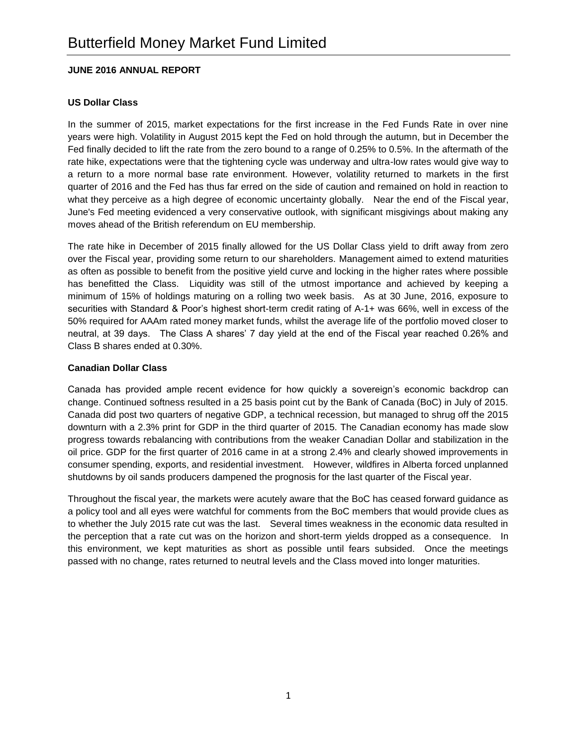# Butterfield Money Market Fund Limited

**JUNE 2016 ANNUAL REPORT**

**US Dollar Class**

In the summer of 2015, market expectations for the first increase in the Fed Funds Rate in over nine years were high. Volatility in August 2015 kept the Fed on hold through the autumn, but in December the Fed finally decided to lift the rate from the zero bound to a range of 0.25% to 0.5%. In the aftermath of the rate hike, expectations were that the tightening cycle was underway and ultra-low rates would give way to a return to a more normal base rate environment. However, volatility returned to markets in the first quarter of 2016 and the Fed has thus far erred on the side of caution and remained on hold in reaction to what they perceive as a high degree of economic uncertainty globally. Near the end of the Fiscal year, June's Fed meeting evidenced a very conservative outlook, with significant misgivings about making any moves ahead of the British referendum on EU membership.

The rate hike in December of 2015 finally allowed for the US Dollar Class yield to drift away from zero over the Fiscal year, providing some return to our shareholders. Management aimed to extend maturities as often as possible to benefit from the positive yield curve and locking in the higher rates where possible has benefitted the Class. Liquidity was still of the utmost importance and achieved by keeping a minimum of 15% of holdings maturing on a rolling two week basis. As at 30 June, 2016, exposure to securities with Standard & Poor's highest short-term credit rating of A-1+ was 66%, well in excess of the 50% required for AAAm rated money market funds, whilst the average life of the portfolio moved closer to neutral, at 39 days. The Class A shares' 7 day yield at the end of the Fiscal year reached 0.26% and Class B shares ended at 0.30%.

**Canadian Dollar Class**

Canada has provided ample recent evidence for how quickly a sovereign's economic backdrop can change. Continued softness resulted in a 25 basis point cut by the Bank of Canada (BoC) in July of 2015. Canada did post two quarters of negative GDP, a technical recession, but managed to shrug off the 2015 downturn with a 2.3% print for GDP in the third quarter of 2015. The Canadian economy has made slow progress towards rebalancing with contributions from the weaker Canadian Dollar and stabilization in the oil price. GDP for the first quarter of 2016 came in at a strong 2.4% and clearly showed improvements in consumer spending, exports, and residential investment. However, wildfires in Alberta forced unplanned shutdowns by oil sands producers dampened the prognosis for the last quarter of the Fiscal year.

Throughout the fiscal year, the markets were acutely aware that the BoC has ceased forward guidance as a policy tool and all eyes were watchful for comments from the BoC members that would provide clues as to whether the July 2015 rate cut was the last. Several times weakness in the economic data resulted in the perception that a rate cut was on the horizon and short-term yields dropped as a consequence. In this environment, we kept maturities as short as possible until fears subsided. Once the meetings passed with no change, rates returned to neutral levels and the Class moved into longer maturities.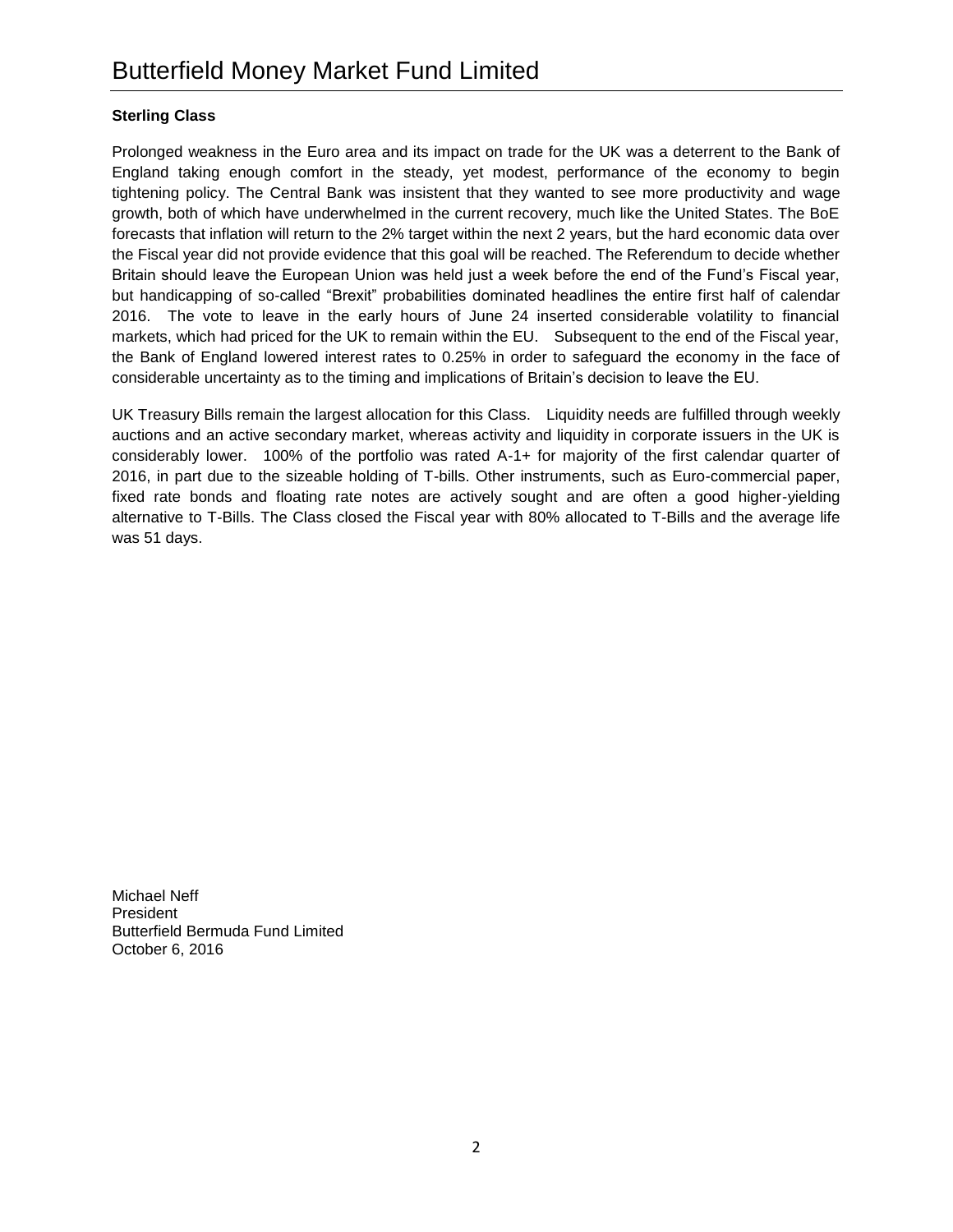## Sterling Class

Prolonged weakness in the Euro area and its impact on trade for the UK was a deterrent to the Bank of England taking enough comfort in the steady, yet modest, performance of the economy to begin tightening policy. The Central Bank was insistent that they wanted to see more productivity and wage growth, both of which have underwhelmed in the current recovery, much like the United States. The BoE forecasts that inflation will return to the 2% target within the next 2 years, but the hard economic data over the Fiscal year did not provide evidence that this goal will be reached. The Referendum to decide whether Britain should leave the European Union was held just a week before the end of the Fund's Fiscal year, but handicapping of so-called "Brexit" probabilities dominated headlines the entire first half of calendar 2016. The vote to leave in the early hours of June 24 inserted considerable volatility to financial markets, which had priced for the UK to remain within the EU. Subsequent to the end of the Fiscal year, the Bank of England lowered interest rates to 0.25% in order to safeguard the economy in the face of considerable uncertainty as to the timing and implications of Britain's decision to leave the EU.

UK Treasury Bills remain the largest allocation for this Class. Liquidity needs are fulfilled through weekly auctions and an active secondary market, whereas activity and liquidity in corporate issuers in the UK is considerably lower. 100% of the portfolio was rated A-1+ for majority of the first calendar quarter of 2016, in part due to the sizeable holding of T-bills. Other instruments, such as Euro-commercial paper, fixed rate bonds and floating rate notes are actively sought and are often a good higher-yielding alternative to T-Bills. The Class closed the Fiscal year with 80% allocated to T-Bills and the average life was 51 days.

Michael Neff
President
Butterfield Bermuda Fund Limited
October 6, 2016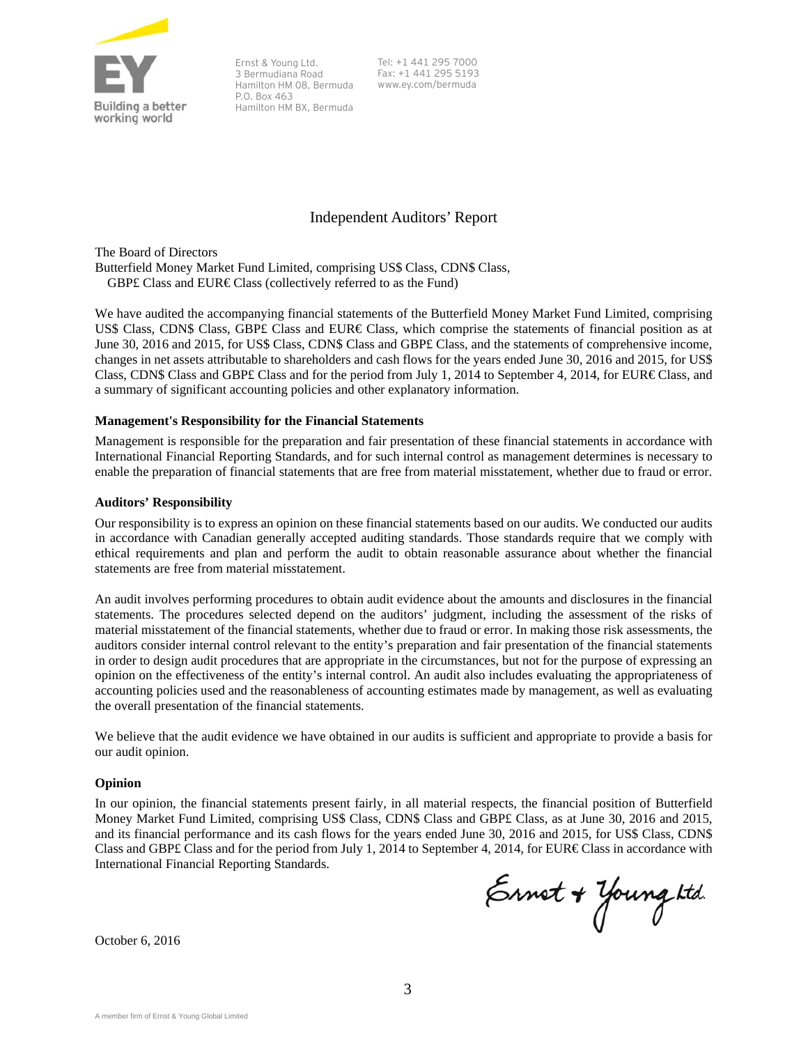Ernst & Young Ltd.
3 Bermudiana Road
Hamilton HM 08, Bermuda
P.O. Box 463
Hamilton HM BX, Bermuda

Tel: +1 441 295 7000
Fax: +1 441 295 5193
www.ey.com/bermuda

# Independent Auditors' Report

The Board of Directors
Butterfield Money Market Fund Limited, comprising US$ Class, CDN$ Class, GBP£ Class and EUR€ Class (collectively referred to as the Fund)

We have audited the accompanying financial statements of the Butterfield Money Market Fund Limited, comprising US$ Class, CDN$ Class, GBP£ Class and EUR€ Class, which comprise the statements of financial position as at June 30, 2016 and 2015, for US$ Class, CDN$ Class and GBP£ Class, and the statements of comprehensive income, changes in net assets attributable to shareholders and cash flows for the years ended June 30, 2016 and 2015, for US$ Class, CDN$ Class and GBP£ Class and for the period from July 1, 2014 to September 4, 2014, for EUR€ Class, and a summary of significant accounting policies and other explanatory information.

**Management's Responsibility for the Financial Statements**

Management is responsible for the preparation and fair presentation of these financial statements in accordance with International Financial Reporting Standards, and for such internal control as management determines is necessary to enable the preparation of financial statements that are free from material misstatement, whether due to fraud or error.

**Auditors' Responsibility**

Our responsibility is to express an opinion on these financial statements based on our audits. We conducted our audits in accordance with Canadian generally accepted auditing standards. Those standards require that we comply with ethical requirements and plan and perform the audit to obtain reasonable assurance about whether the financial statements are free from material misstatement.

An audit involves performing procedures to obtain audit evidence about the amounts and disclosures in the financial statements. The procedures selected depend on the auditors' judgment, including the assessment of the risks of material misstatement of the financial statements, whether due to fraud or error. In making those risk assessments, the auditors consider internal control relevant to the entity's preparation and fair presentation of the financial statements in order to design audit procedures that are appropriate in the circumstances, but not for the purpose of expressing an opinion on the effectiveness of the entity's internal control. An audit also includes evaluating the appropriateness of accounting policies used and the reasonableness of accounting estimates made by management, as well as evaluating the overall presentation of the financial statements.

We believe that the audit evidence we have obtained in our audits is sufficient and appropriate to provide a basis for our audit opinion.

**Opinion**

In our opinion, the financial statements present fairly, in all material respects, the financial position of Butterfield Money Market Fund Limited, comprising US$ Class, CDN$ Class and GBP£ Class, as at June 30, 2016 and 2015, and its financial performance and its cash flows for the years ended June 30, 2016 and 2015, for US$ Class, CDN$ Class and GBP£ Class and for the period from July 1, 2014 to September 4, 2014, for EUR€ Class in accordance with International Financial Reporting Standards.

Ernst & Young Ltd.

October 6, 2016

A member firm of Ernst & Young Global Limited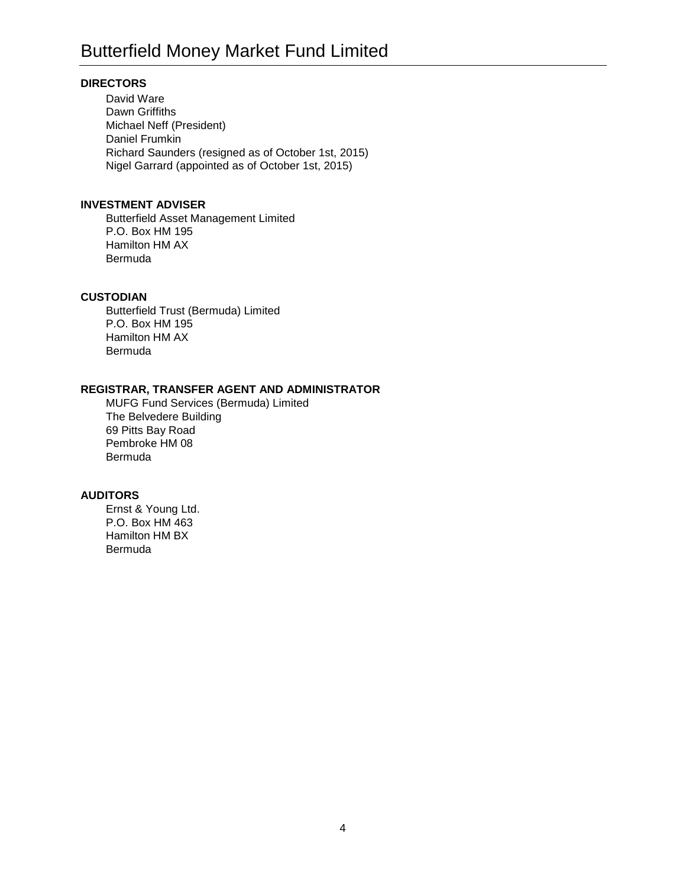# Butterfield Money Market Fund Limited

**DIRECTORS**

David Ware
Dawn Griffiths
Michael Neff (President)
Daniel Frumkin
Richard Saunders (resigned as of October 1st, 2015)
Nigel Garrard (appointed as of October 1st, 2015)

**INVESTMENT ADVISER**

Butterfield Asset Management Limited
P.O. Box HM 195
Hamilton HM AX
Bermuda

**CUSTODIAN**

Butterfield Trust (Bermuda) Limited
P.O. Box HM 195
Hamilton HM AX
Bermuda

**REGISTRAR, TRANSFER AGENT AND ADMINISTRATOR**

MUFG Fund Services (Bermuda) Limited
The Belvedere Building
69 Pitts Bay Road
Pembroke HM 08
Bermuda

**AUDITORS**

Ernst & Young Ltd.
P.O. Box HM 463
Hamilton HM BX
Bermuda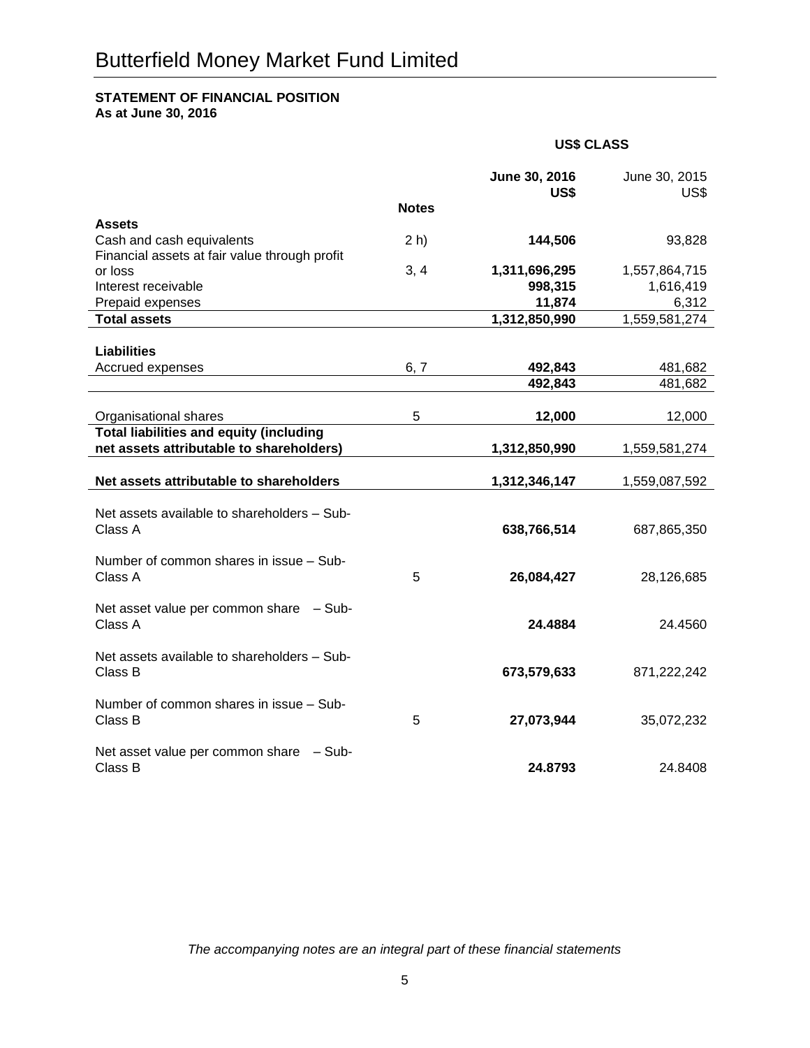# Butterfield Money Market Fund Limited

**STATEMENT OF FINANCIAL POSITION**
**As at June 30, 2016**

| | | **US$ CLASS** | |
|---|---|---|---|
| | | **June 30, 2016 US$** | June 30, 2015 US$ |
| | **Notes** | | |
| **Assets** | | | |
| Cash and cash equivalents | 2 h) | **144,506** | 93,828 |
| Financial assets at fair value through profit or loss | 3, 4 | **1,311,696,295** | 1,557,864,715 |
| Interest receivable | | **998,315** | 1,616,419 |
| Prepaid expenses | | **11,874** | 6,312 |
| **Total assets** | | **1,312,850,990** | 1,559,581,274 |
| **Liabilities** | | | |
| Accrued expenses | 6, 7 | **492,843** | 481,682 |
| | | **492,843** | 481,682 |
| Organisational shares | 5 | **12,000** | 12,000 |
| **Total liabilities and equity (including net assets attributable to shareholders)** | | **1,312,850,990** | 1,559,581,274 |
| **Net assets attributable to shareholders** | | **1,312,346,147** | 1,559,087,592 |
| Net assets available to shareholders – Sub-Class A | | **638,766,514** | 687,865,350 |
| Number of common shares in issue – Sub-Class A | 5 | **26,084,427** | 28,126,685 |
| Net asset value per common share – Sub-Class A | | **24.4884** | 24.4560 |
| Net assets available to shareholders – Sub-Class B | | **673,579,633** | 871,222,242 |
| Number of common shares in issue – Sub-Class B | 5 | **27,073,944** | 35,072,232 |
| Net asset value per common share – Sub-Class B | | **24.8793** | 24.8408 |

*The accompanying notes are an integral part of these financial statements*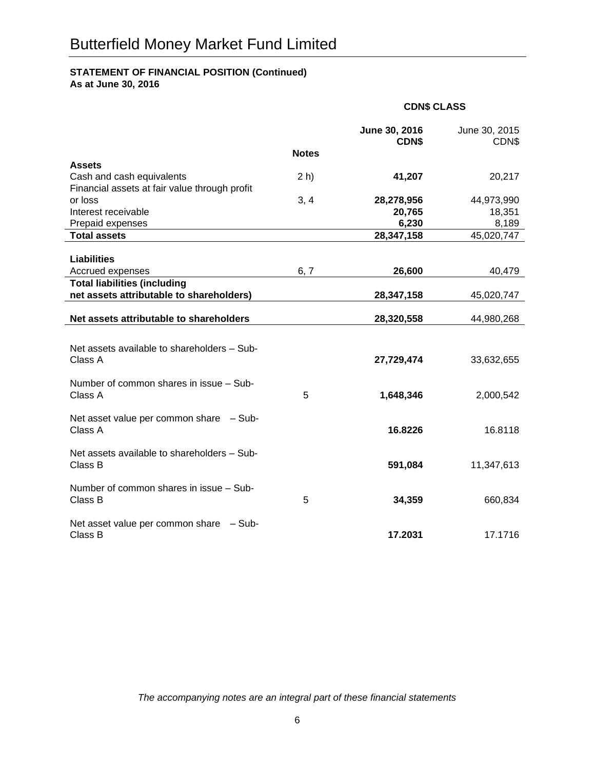# Butterfield Money Market Fund Limited

**STATEMENT OF FINANCIAL POSITION (Continued)**
**As at June 30, 2016**

| | | **CDN$ CLASS** | |
|---|---|---|---|
| | | **June 30, 2016 CDN$** | June 30, 2015 CDN$ |
| | **Notes** | | |
| **Assets** | | | |
| Cash and cash equivalents | 2 h) | **41,207** | 20,217 |
| Financial assets at fair value through profit or loss | 3, 4 | **28,278,956** | 44,973,990 |
| Interest receivable | | **20,765** | 18,351 |
| Prepaid expenses | | **6,230** | 8,189 |
| **Total assets** | | **28,347,158** | 45,020,747 |
| | | | |
| **Liabilities** | | | |
| Accrued expenses | 6, 7 | **26,600** | 40,479 |
| **Total liabilities (including net assets attributable to shareholders)** | | **28,347,158** | 45,020,747 |
| | | | |
| **Net assets attributable to shareholders** | | **28,320,558** | 44,980,268 |
| | | | |
| Net assets available to shareholders – Sub-Class A | | **27,729,474** | 33,632,655 |
| Number of common shares in issue – Sub-Class A | 5 | **1,648,346** | 2,000,542 |
| Net asset value per common share – Sub-Class A | | **16.8226** | 16.8118 |
| Net assets available to shareholders – Sub-Class B | | **591,084** | 11,347,613 |
| Number of common shares in issue – Sub-Class B | 5 | **34,359** | 660,834 |
| Net asset value per common share – Sub-Class B | | **17.2031** | 17.1716 |

*The accompanying notes are an integral part of these financial statements*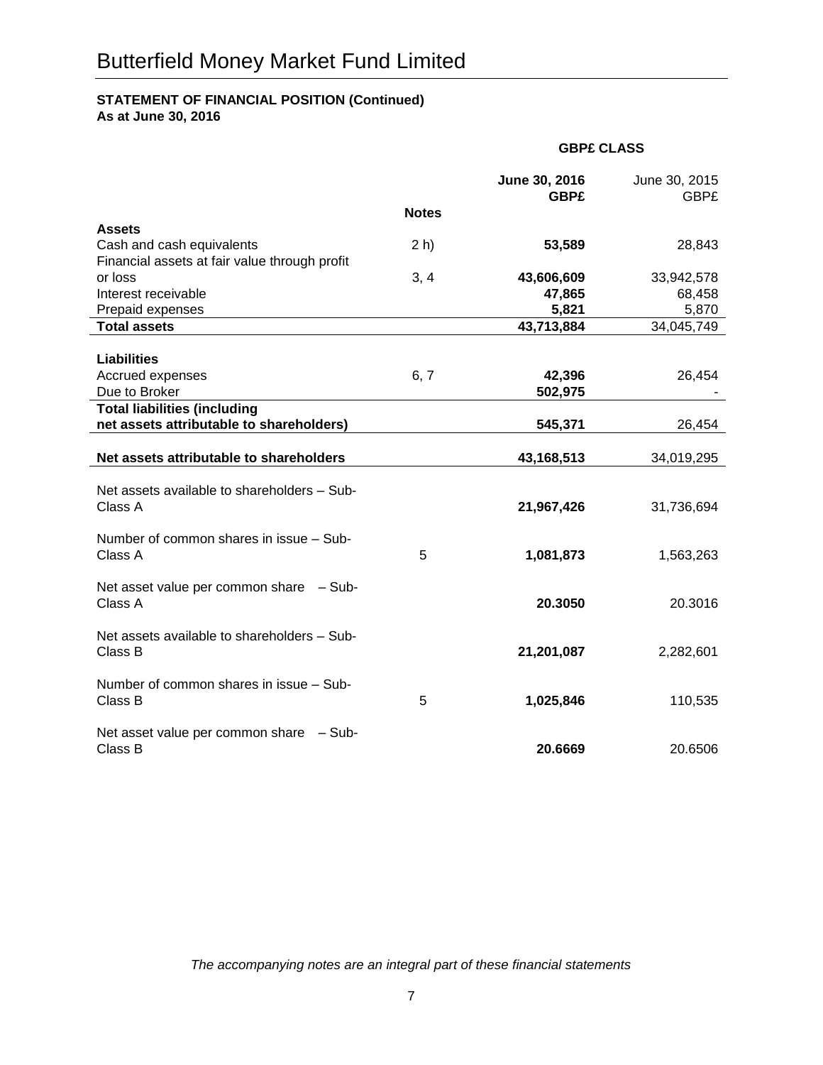# Butterfield Money Market Fund Limited

**STATEMENT OF FINANCIAL POSITION (Continued)**
**As at June 30, 2016**

| | | **GBP£ CLASS** | |
|---|---|---|---|
| | | **June 30, 2016 GBP£** | June 30, 2015 GBP£ |
| | **Notes** | | |
| **Assets** | | | |
| Cash and cash equivalents | 2 h) | **53,589** | 28,843 |
| Financial assets at fair value through profit or loss | 3, 4 | **43,606,609** | 33,942,578 |
| Interest receivable | | **47,865** | 68,458 |
| Prepaid expenses | | **5,821** | 5,870 |
| **Total assets** | | **43,713,884** | 34,045,749 |
| | | | |
| **Liabilities** | | | |
| Accrued expenses | 6, 7 | **42,396** | 26,454 |
| Due to Broker | | **502,975** | - |
| **Total liabilities (including net assets attributable to shareholders)** | | **545,371** | 26,454 |
| | | | |
| **Net assets attributable to shareholders** | | **43,168,513** | 34,019,295 |
| | | | |
| Net assets available to shareholders – Sub-Class A | | **21,967,426** | 31,736,694 |
| Number of common shares in issue – Sub-Class A | 5 | **1,081,873** | 1,563,263 |
| Net asset value per common share – Sub-Class A | | **20.3050** | 20.3016 |
| Net assets available to shareholders – Sub-Class B | | **21,201,087** | 2,282,601 |
| Number of common shares in issue – Sub-Class B | 5 | **1,025,846** | 110,535 |
| Net asset value per common share – Sub-Class B | | **20.6669** | 20.6506 |

*The accompanying notes are an integral part of these financial statements*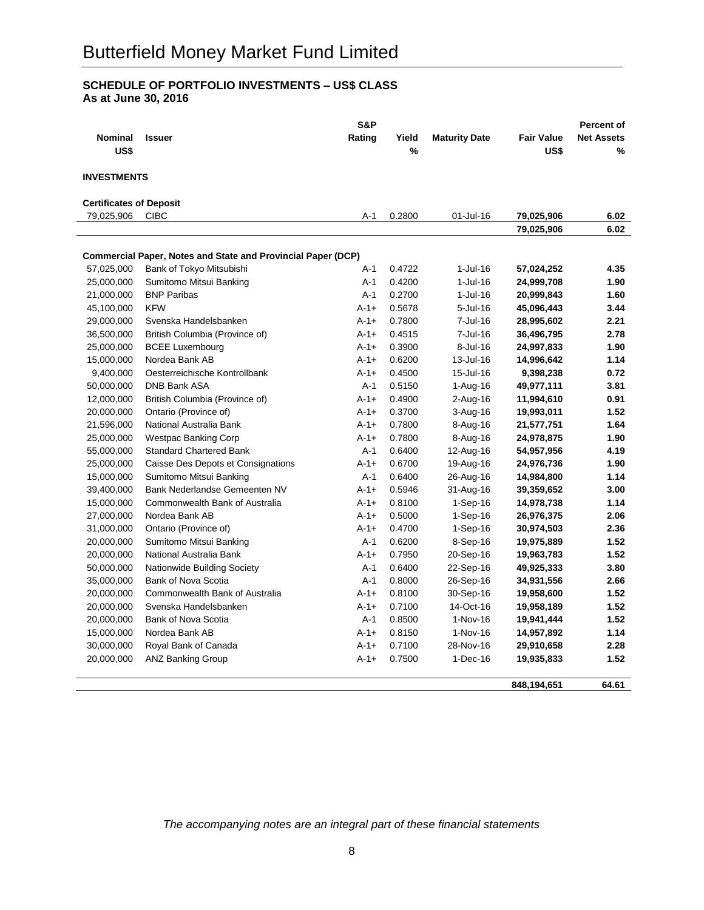# Butterfield Money Market Fund Limited

**SCHEDULE OF PORTFOLIO INVESTMENTS – US$ CLASS**
**As at June 30, 2016**

| Nominal US$ | Issuer | S&P Rating | Yield % | Maturity Date | Fair Value US$ | Percent of Net Assets % |
|---|---|---|---|---|---|---|
| **INVESTMENTS** | | | | | | |
| **Certificates of Deposit** | | | | | | |
| 79,025,906 | CIBC | A-1 | 0.2800 | 01-Jul-16 | **79,025,906** | **6.02** |
| | | | | | **79,025,906** | **6.02** |
| **Commercial Paper, Notes and State and Provincial Paper (DCP)** | | | | | | |
| 57,025,000 | Bank of Tokyo Mitsubishi | A-1 | 0.4722 | 1-Jul-16 | **57,024,252** | **4.35** |
| 25,000,000 | Sumitomo Mitsui Banking | A-1 | 0.4200 | 1-Jul-16 | **24,999,708** | **1.90** |
| 21,000,000 | BNP Paribas | A-1 | 0.2700 | 1-Jul-16 | **20,999,843** | **1.60** |
| 45,100,000 | KFW | A-1+ | 0.5678 | 5-Jul-16 | **45,096,443** | **3.44** |
| 29,000,000 | Svenska Handelsbanken | A-1+ | 0.7800 | 7-Jul-16 | **28,995,602** | **2.21** |
| 36,500,000 | British Columbia (Province of) | A-1+ | 0.4515 | 7-Jul-16 | **36,496,795** | **2.78** |
| 25,000,000 | BCEE Luxembourg | A-1+ | 0.3900 | 8-Jul-16 | **24,997,833** | **1.90** |
| 15,000,000 | Nordea Bank AB | A-1+ | 0.6200 | 13-Jul-16 | **14,996,642** | **1.14** |
| 9,400,000 | Oesterreichische Kontrollbank | A-1+ | 0.4500 | 15-Jul-16 | **9,398,238** | **0.72** |
| 50,000,000 | DNB Bank ASA | A-1 | 0.5150 | 1-Aug-16 | **49,977,111** | **3.81** |
| 12,000,000 | British Columbia (Province of) | A-1+ | 0.4900 | 2-Aug-16 | **11,994,610** | **0.91** |
| 20,000,000 | Ontario (Province of) | A-1+ | 0.3700 | 3-Aug-16 | **19,993,011** | **1.52** |
| 21,596,000 | National Australia Bank | A-1+ | 0.7800 | 8-Aug-16 | **21,577,751** | **1.64** |
| 25,000,000 | Westpac Banking Corp | A-1+ | 0.7800 | 8-Aug-16 | **24,978,875** | **1.90** |
| 55,000,000 | Standard Chartered Bank | A-1 | 0.6400 | 12-Aug-16 | **54,957,956** | **4.19** |
| 25,000,000 | Caisse Des Depots et Consignations | A-1+ | 0.6700 | 19-Aug-16 | **24,976,736** | **1.90** |
| 15,000,000 | Sumitomo Mitsui Banking | A-1 | 0.6400 | 26-Aug-16 | **14,984,800** | **1.14** |
| 39,400,000 | Bank Nederlandse Gemeenten NV | A-1+ | 0.5946 | 31-Aug-16 | **39,359,652** | **3.00** |
| 15,000,000 | Commonwealth Bank of Australia | A-1+ | 0.8100 | 1-Sep-16 | **14,978,738** | **1.14** |
| 27,000,000 | Nordea Bank AB | A-1+ | 0.5000 | 1-Sep-16 | **26,976,375** | **2.06** |
| 31,000,000 | Ontario (Province of) | A-1+ | 0.4700 | 1-Sep-16 | **30,974,503** | **2.36** |
| 20,000,000 | Sumitomo Mitsui Banking | A-1 | 0.6200 | 8-Sep-16 | **19,975,889** | **1.52** |
| 20,000,000 | National Australia Bank | A-1+ | 0.7950 | 20-Sep-16 | **19,963,783** | **1.52** |
| 50,000,000 | Nationwide Building Society | A-1 | 0.6400 | 22-Sep-16 | **49,925,333** | **3.80** |
| 35,000,000 | Bank of Nova Scotia | A-1 | 0.8000 | 26-Sep-16 | **34,931,556** | **2.66** |
| 20,000,000 | Commonwealth Bank of Australia | A-1+ | 0.8100 | 30-Sep-16 | **19,958,600** | **1.52** |
| 20,000,000 | Svenska Handelsbanken | A-1+ | 0.7100 | 14-Oct-16 | **19,958,189** | **1.52** |
| 20,000,000 | Bank of Nova Scotia | A-1 | 0.8500 | 1-Nov-16 | **19,941,444** | **1.52** |
| 15,000,000 | Nordea Bank AB | A-1+ | 0.8150 | 1-Nov-16 | **14,957,892** | **1.14** |
| 30,000,000 | Royal Bank of Canada | A-1+ | 0.7100 | 28-Nov-16 | **29,910,658** | **2.28** |
| 20,000,000 | ANZ Banking Group | A-1+ | 0.7500 | 1-Dec-16 | **19,935,833** | **1.52** |
| | | | | | **848,194,651** | **64.61** |

*The accompanying notes are an integral part of these financial statements*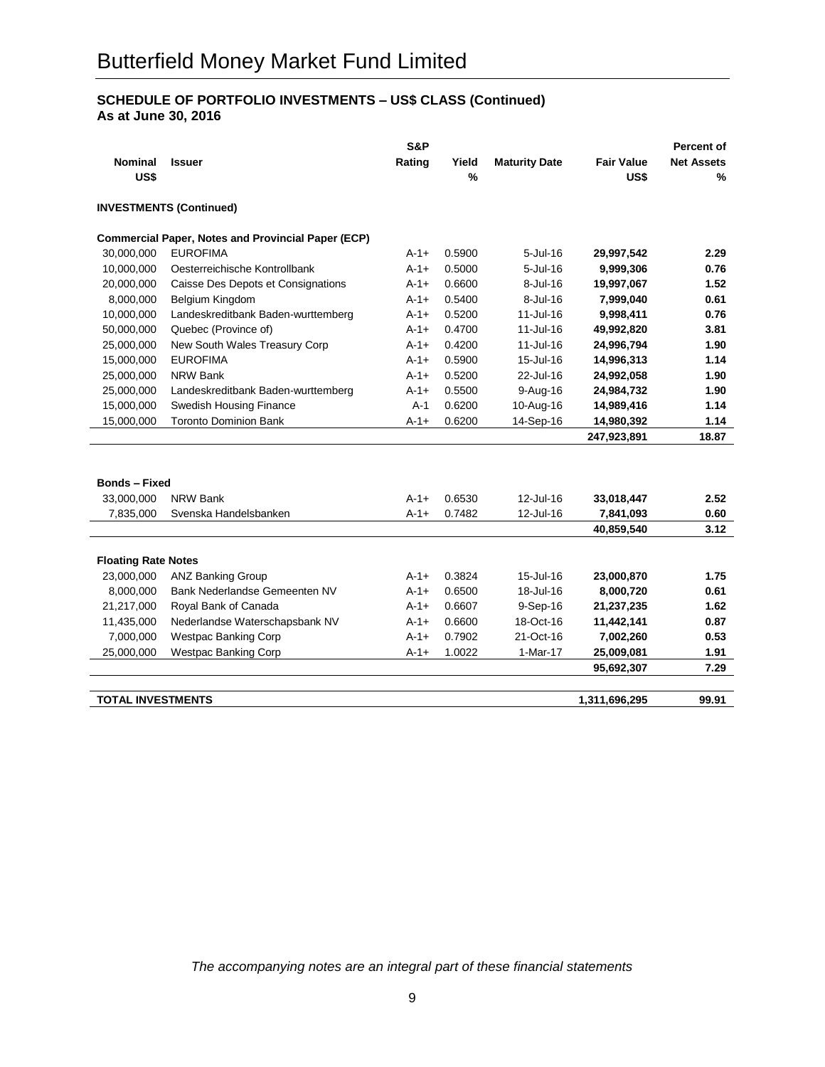# Butterfield Money Market Fund Limited

**SCHEDULE OF PORTFOLIO INVESTMENTS – US$ CLASS (Continued)**
**As at June 30, 2016**

| Nominal US$ | Issuer | S&P Rating | Yield % | Maturity Date | Fair Value US$ | Percent of Net Assets % |
|---|---|---|---|---|---|---|
| **INVESTMENTS (Continued)** | | | | | | |
| **Commercial Paper, Notes and Provincial Paper (ECP)** | | | | | | |
| 30,000,000 | EUROFIMA | A-1+ | 0.5900 | 5-Jul-16 | **29,997,542** | **2.29** |
| 10,000,000 | Oesterreichische Kontrollbank | A-1+ | 0.5000 | 5-Jul-16 | **9,999,306** | **0.76** |
| 20,000,000 | Caisse Des Depots et Consignations | A-1+ | 0.6600 | 8-Jul-16 | **19,997,067** | **1.52** |
| 8,000,000 | Belgium Kingdom | A-1+ | 0.5400 | 8-Jul-16 | **7,999,040** | **0.61** |
| 10,000,000 | Landeskreditbank Baden-wurttemberg | A-1+ | 0.5200 | 11-Jul-16 | **9,998,411** | **0.76** |
| 50,000,000 | Quebec (Province of) | A-1+ | 0.4700 | 11-Jul-16 | **49,992,820** | **3.81** |
| 25,000,000 | New South Wales Treasury Corp | A-1+ | 0.4200 | 11-Jul-16 | **24,996,794** | **1.90** |
| 15,000,000 | EUROFIMA | A-1+ | 0.5900 | 15-Jul-16 | **14,996,313** | **1.14** |
| 25,000,000 | NRW Bank | A-1+ | 0.5200 | 22-Jul-16 | **24,992,058** | **1.90** |
| 25,000,000 | Landeskreditbank Baden-wurttemberg | A-1+ | 0.5500 | 9-Aug-16 | **24,984,732** | **1.90** |
| 15,000,000 | Swedish Housing Finance | A-1 | 0.6200 | 10-Aug-16 | **14,989,416** | **1.14** |
| 15,000,000 | Toronto Dominion Bank | A-1+ | 0.6200 | 14-Sep-16 | **14,980,392** | **1.14** |
| | | | | | **247,923,891** | **18.87** |
| **Bonds – Fixed** | | | | | | |
| 33,000,000 | NRW Bank | A-1+ | 0.6530 | 12-Jul-16 | **33,018,447** | **2.52** |
| 7,835,000 | Svenska Handelsbanken | A-1+ | 0.7482 | 12-Jul-16 | **7,841,093** | **0.60** |
| | | | | | **40,859,540** | **3.12** |
| **Floating Rate Notes** | | | | | | |
| 23,000,000 | ANZ Banking Group | A-1+ | 0.3824 | 15-Jul-16 | **23,000,870** | **1.75** |
| 8,000,000 | Bank Nederlandse Gemeenten NV | A-1+ | 0.6500 | 18-Jul-16 | **8,000,720** | **0.61** |
| 21,217,000 | Royal Bank of Canada | A-1+ | 0.6607 | 9-Sep-16 | **21,237,235** | **1.62** |
| 11,435,000 | Nederlandse Waterschapsbank NV | A-1+ | 0.6600 | 18-Oct-16 | **11,442,141** | **0.87** |
| 7,000,000 | Westpac Banking Corp | A-1+ | 0.7902 | 21-Oct-16 | **7,002,260** | **0.53** |
| 25,000,000 | Westpac Banking Corp | A-1+ | 1.0022 | 1-Mar-17 | **25,009,081** | **1.91** |
| | | | | | **95,692,307** | **7.29** |
| **TOTAL INVESTMENTS** | | | | | **1,311,696,295** | **99.91** |

*The accompanying notes are an integral part of these financial statements*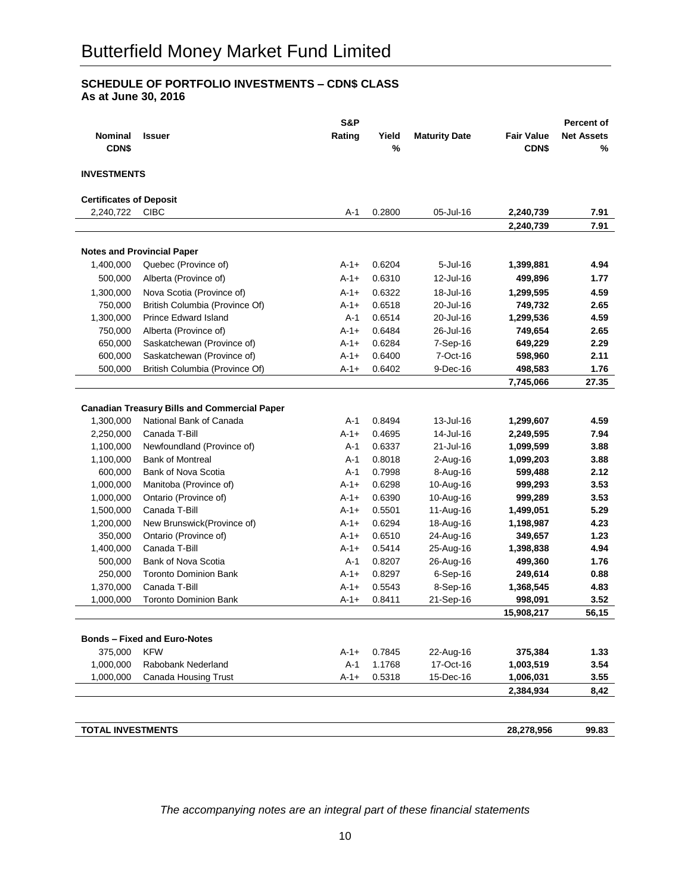# Butterfield Money Market Fund Limited

**SCHEDULE OF PORTFOLIO INVESTMENTS – CDN$ CLASS**
**As at June 30, 2016**

| Nominal CDN$ | Issuer | S&P Rating | Yield % | Maturity Date | Fair Value CDN$ | Percent of Net Assets % |
|---|---|---|---|---|---|---|
| **INVESTMENTS** | | | | | | |
| **Certificates of Deposit** | | | | | | |
| 2,240,722 | CIBC | A-1 | 0.2800 | 05-Jul-16 | **2,240,739** | **7.91** |
| | | | | | **2,240,739** | **7.91** |
| **Notes and Provincial Paper** | | | | | | |
| 1,400,000 | Quebec (Province of) | A-1+ | 0.6204 | 5-Jul-16 | **1,399,881** | **4.94** |
| 500,000 | Alberta (Province of) | A-1+ | 0.6310 | 12-Jul-16 | **499,896** | **1.77** |
| 1,300,000 | Nova Scotia (Province of) | A-1+ | 0.6322 | 18-Jul-16 | **1,299,595** | **4.59** |
| 750,000 | British Columbia (Province Of) | A-1+ | 0.6518 | 20-Jul-16 | **749,732** | **2.65** |
| 1,300,000 | Prince Edward Island | A-1 | 0.6514 | 20-Jul-16 | **1,299,536** | **4.59** |
| 750,000 | Alberta (Province of) | A-1+ | 0.6484 | 26-Jul-16 | **749,654** | **2.65** |
| 650,000 | Saskatchewan (Province of) | A-1+ | 0.6284 | 7-Sep-16 | **649,229** | **2.29** |
| 600,000 | Saskatchewan (Province of) | A-1+ | 0.6400 | 7-Oct-16 | **598,960** | **2.11** |
| 500,000 | British Columbia (Province Of) | A-1+ | 0.6402 | 9-Dec-16 | **498,583** | **1.76** |
| | | | | | **7,745,066** | **27.35** |
| **Canadian Treasury Bills and Commercial Paper** | | | | | | |
| 1,300,000 | National Bank of Canada | A-1 | 0.8494 | 13-Jul-16 | **1,299,607** | **4.59** |
| 2,250,000 | Canada T-Bill | A-1+ | 0.4695 | 14-Jul-16 | **2,249,595** | **7.94** |
| 1,100,000 | Newfoundland (Province of) | A-1 | 0.6337 | 21-Jul-16 | **1,099,599** | **3.88** |
| 1,100,000 | Bank of Montreal | A-1 | 0.8018 | 2-Aug-16 | **1,099,203** | **3.88** |
| 600,000 | Bank of Nova Scotia | A-1 | 0.7998 | 8-Aug-16 | **599,488** | **2.12** |
| 1,000,000 | Manitoba (Province of) | A-1+ | 0.6298 | 10-Aug-16 | **999,293** | **3.53** |
| 1,000,000 | Ontario (Province of) | A-1+ | 0.6390 | 10-Aug-16 | **999,289** | **3.53** |
| 1,500,000 | Canada T-Bill | A-1+ | 0.5501 | 11-Aug-16 | **1,499,051** | **5.29** |
| 1,200,000 | New Brunswick(Province of) | A-1+ | 0.6294 | 18-Aug-16 | **1,198,987** | **4.23** |
| 350,000 | Ontario (Province of) | A-1+ | 0.6510 | 24-Aug-16 | **349,657** | **1.23** |
| 1,400,000 | Canada T-Bill | A-1+ | 0.5414 | 25-Aug-16 | **1,398,838** | **4.94** |
| 500,000 | Bank of Nova Scotia | A-1 | 0.8207 | 26-Aug-16 | **499,360** | **1.76** |
| 250,000 | Toronto Dominion Bank | A-1+ | 0.8297 | 6-Sep-16 | **249,614** | **0.88** |
| 1,370,000 | Canada T-Bill | A-1+ | 0.5543 | 8-Sep-16 | **1,368,545** | **4.83** |
| 1,000,000 | Toronto Dominion Bank | A-1+ | 0.8411 | 21-Sep-16 | **998,091** | **3.52** |
| | | | | | **15,908,217** | **56,15** |
| **Bonds – Fixed and Euro-Notes** | | | | | | |
| 375,000 | KFW | A-1+ | 0.7845 | 22-Aug-16 | **375,384** | **1.33** |
| 1,000,000 | Rabobank Nederland | A-1 | 1.1768 | 17-Oct-16 | **1,003,519** | **3.54** |
| 1,000,000 | Canada Housing Trust | A-1+ | 0.5318 | 15-Dec-16 | **1,006,031** | **3.55** |
| | | | | | **2,384,934** | **8,42** |
| **TOTAL INVESTMENTS** | | | | | **28,278,956** | **99.83** |

*The accompanying notes are an integral part of these financial statements*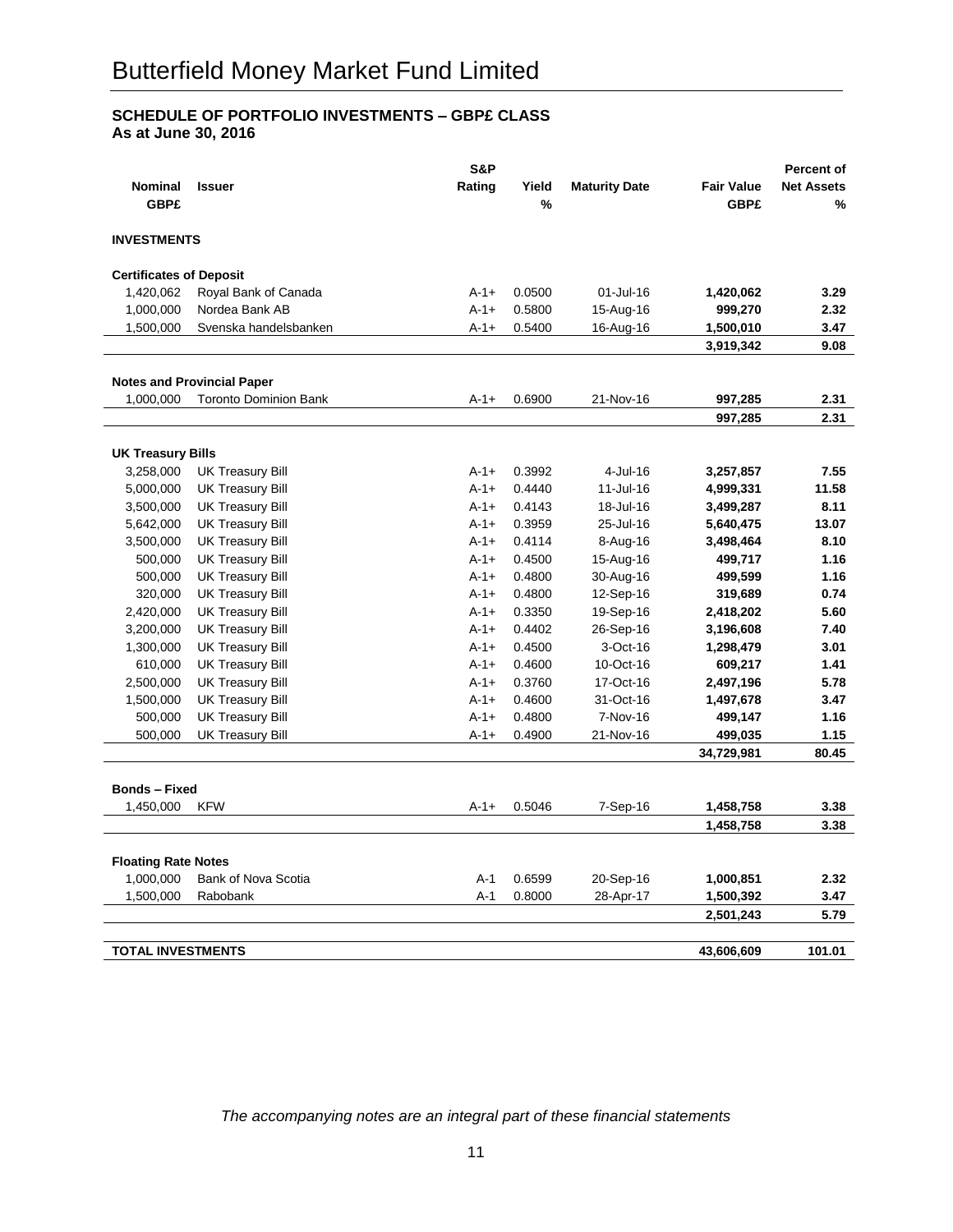# Butterfield Money Market Fund Limited

**SCHEDULE OF PORTFOLIO INVESTMENTS – GBP£ CLASS**
**As at June 30, 2016**

| Nominal GBP£ | Issuer | S&P Rating | Yield % | Maturity Date | Fair Value GBP£ | Percent of Net Assets % |
|---|---|---|---|---|---|---|
| **INVESTMENTS** | | | | | | |
| **Certificates of Deposit** | | | | | | |
| 1,420,062 | Royal Bank of Canada | A-1+ | 0.0500 | 01-Jul-16 | **1,420,062** | **3.29** |
| 1,000,000 | Nordea Bank AB | A-1+ | 0.5800 | 15-Aug-16 | **999,270** | **2.32** |
| 1,500,000 | Svenska handelsbanken | A-1+ | 0.5400 | 16-Aug-16 | **1,500,010** | **3.47** |
| | | | | | **3,919,342** | **9.08** |
| **Notes and Provincial Paper** | | | | | | |
| 1,000,000 | Toronto Dominion Bank | A-1+ | 0.6900 | 21-Nov-16 | **997,285** | **2.31** |
| | | | | | **997,285** | **2.31** |
| **UK Treasury Bills** | | | | | | |
| 3,258,000 | UK Treasury Bill | A-1+ | 0.3992 | 4-Jul-16 | **3,257,857** | **7.55** |
| 5,000,000 | UK Treasury Bill | A-1+ | 0.4440 | 11-Jul-16 | **4,999,331** | **11.58** |
| 3,500,000 | UK Treasury Bill | A-1+ | 0.4143 | 18-Jul-16 | **3,499,287** | **8.11** |
| 5,642,000 | UK Treasury Bill | A-1+ | 0.3959 | 25-Jul-16 | **5,640,475** | **13.07** |
| 3,500,000 | UK Treasury Bill | A-1+ | 0.4114 | 8-Aug-16 | **3,498,464** | **8.10** |
| 500,000 | UK Treasury Bill | A-1+ | 0.4500 | 15-Aug-16 | **499,717** | **1.16** |
| 500,000 | UK Treasury Bill | A-1+ | 0.4800 | 30-Aug-16 | **499,599** | **1.16** |
| 320,000 | UK Treasury Bill | A-1+ | 0.4800 | 12-Sep-16 | **319,689** | **0.74** |
| 2,420,000 | UK Treasury Bill | A-1+ | 0.3350 | 19-Sep-16 | **2,418,202** | **5.60** |
| 3,200,000 | UK Treasury Bill | A-1+ | 0.4402 | 26-Sep-16 | **3,196,608** | **7.40** |
| 1,300,000 | UK Treasury Bill | A-1+ | 0.4500 | 3-Oct-16 | **1,298,479** | **3.01** |
| 610,000 | UK Treasury Bill | A-1+ | 0.4600 | 10-Oct-16 | **609,217** | **1.41** |
| 2,500,000 | UK Treasury Bill | A-1+ | 0.3760 | 17-Oct-16 | **2,497,196** | **5.78** |
| 1,500,000 | UK Treasury Bill | A-1+ | 0.4600 | 31-Oct-16 | **1,497,678** | **3.47** |
| 500,000 | UK Treasury Bill | A-1+ | 0.4800 | 7-Nov-16 | **499,147** | **1.16** |
| 500,000 | UK Treasury Bill | A-1+ | 0.4900 | 21-Nov-16 | **499,035** | **1.15** |
| | | | | | **34,729,981** | **80.45** |
| **Bonds – Fixed** | | | | | | |
| 1,450,000 | KFW | A-1+ | 0.5046 | 7-Sep-16 | **1,458,758** | **3.38** |
| | | | | | **1,458,758** | **3.38** |
| **Floating Rate Notes** | | | | | | |
| 1,000,000 | Bank of Nova Scotia | A-1 | 0.6599 | 20-Sep-16 | **1,000,851** | **2.32** |
| 1,500,000 | Rabobank | A-1 | 0.8000 | 28-Apr-17 | **1,500,392** | **3.47** |
| | | | | | **2,501,243** | **5.79** |
| **TOTAL INVESTMENTS** | | | | | **43,606,609** | **101.01** |

*The accompanying notes are an integral part of these financial statements*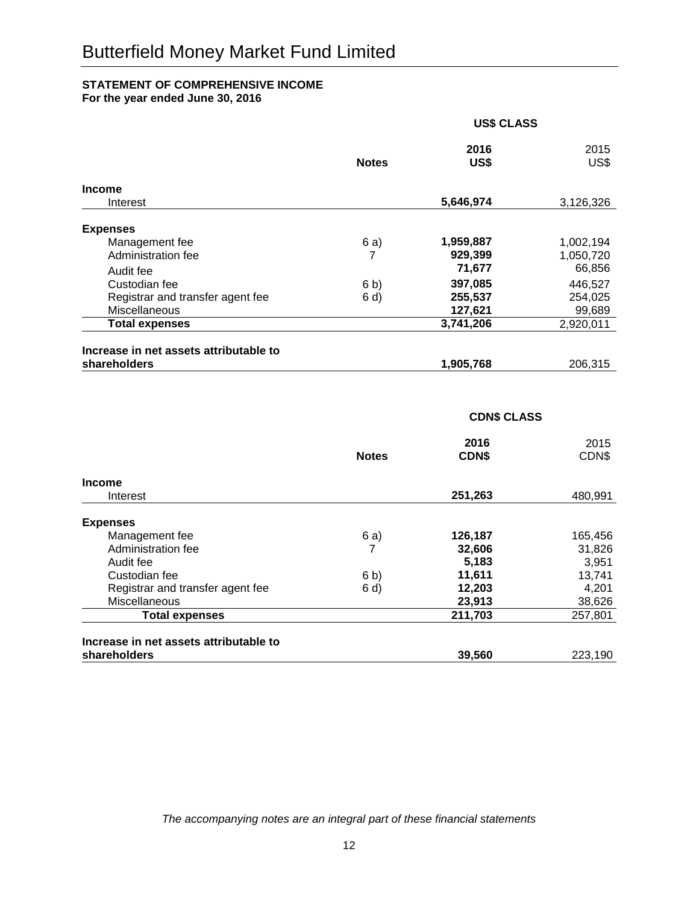# Butterfield Money Market Fund Limited

**STATEMENT OF COMPREHENSIVE INCOME**
**For the year ended June 30, 2016**

| | | **US$ CLASS** | |
|---|---|---|---|
| | **Notes** | **2016 US$** | 2015 US$ |
| **Income** | | | |
| Interest | | **5,646,974** | 3,126,326 |
| **Expenses** | | | |
| Management fee | 6 a) | **1,959,887** | 1,002,194 |
| Administration fee | 7 | **929,399** | 1,050,720 |
| Audit fee | | **71,677** | 66,856 |
| Custodian fee | 6 b) | **397,085** | 446,527 |
| Registrar and transfer agent fee | 6 d) | **255,537** | 254,025 |
| Miscellaneous | | **127,621** | 99,689 |
| **Total expenses** | | **3,741,206** | 2,920,011 |
| **Increase in net assets attributable to shareholders** | | **1,905,768** | 206,315 |

| | | **CDN$ CLASS** | |
|---|---|---|---|
| | **Notes** | **2016 CDN$** | 2015 CDN$ |
| **Income** | | | |
| Interest | | **251,263** | 480,991 |
| **Expenses** | | | |
| Management fee | 6 a) | **126,187** | 165,456 |
| Administration fee | 7 | **32,606** | 31,826 |
| Audit fee | | **5,183** | 3,951 |
| Custodian fee | 6 b) | **11,611** | 13,741 |
| Registrar and transfer agent fee | 6 d) | **12,203** | 4,201 |
| Miscellaneous | | **23,913** | 38,626 |
| **Total expenses** | | **211,703** | 257,801 |
| **Increase in net assets attributable to shareholders** | | **39,560** | 223,190 |

*The accompanying notes are an integral part of these financial statements*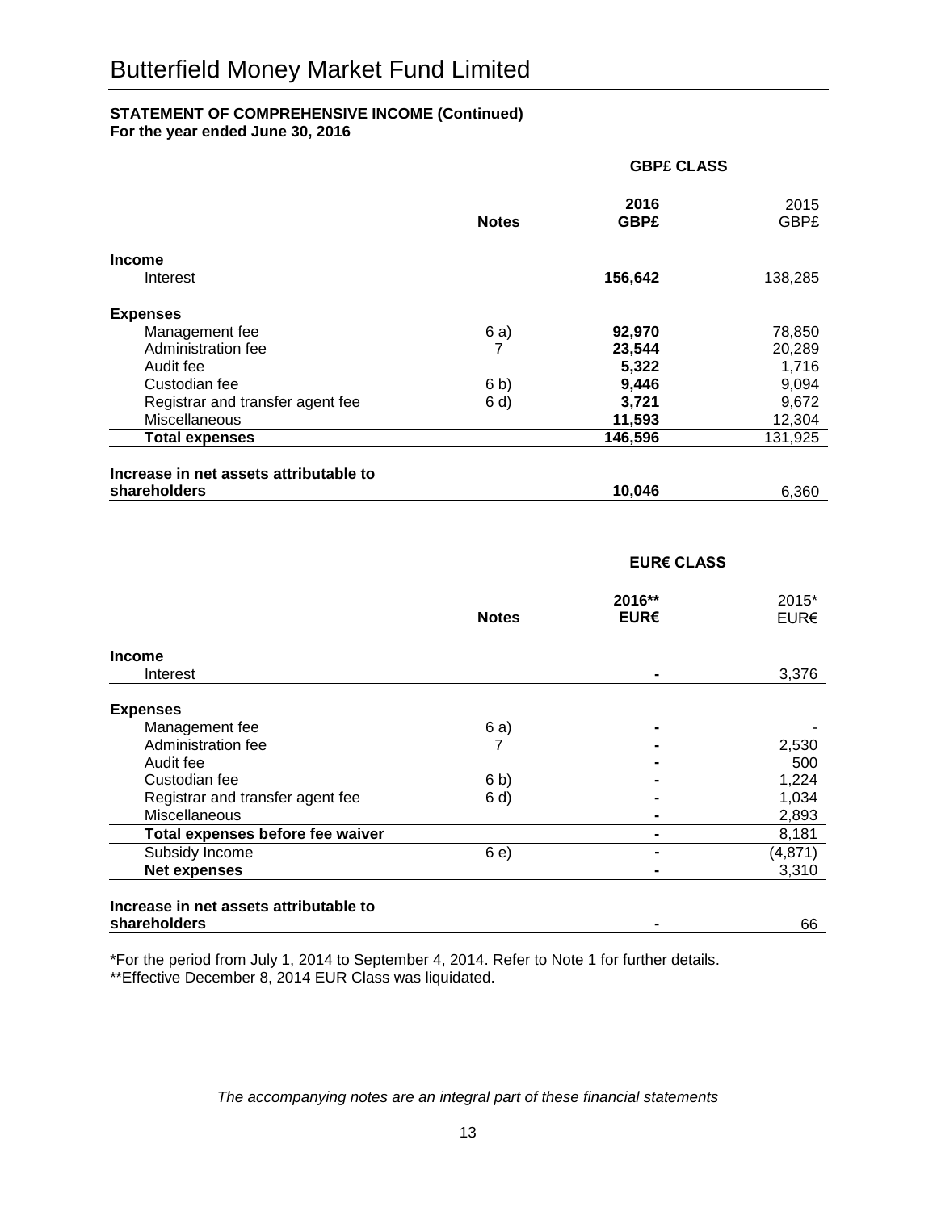# Butterfield Money Market Fund Limited

**STATEMENT OF COMPREHENSIVE INCOME (Continued)**
**For the year ended June 30, 2016**

| | | **GBP£ CLASS** | |
|---|---|---|---|
| | **Notes** | **2016 GBP£** | 2015 GBP£ |
| **Income** | | | |
| Interest | | **156,642** | 138,285 |
| **Expenses** | | | |
| Management fee | 6 a) | **92,970** | 78,850 |
| Administration fee | 7 | **23,544** | 20,289 |
| Audit fee | | **5,322** | 1,716 |
| Custodian fee | 6 b) | **9,446** | 9,094 |
| Registrar and transfer agent fee | 6 d) | **3,721** | 9,672 |
| Miscellaneous | | **11,593** | 12,304 |
| **Total expenses** | | **146,596** | 131,925 |
| **Increase in net assets attributable to shareholders** | | **10,046** | 6,360 |

| | | **EUR€ CLASS** | |
|---|---|---|---|
| | **Notes** | **2016** ** **EUR€** | 2015* EUR€ |
| **Income** | | | |
| Interest | | **-** | 3,376 |
| **Expenses** | | | |
| Management fee | 6 a) | **-** | - |
| Administration fee | 7 | **-** | 2,530 |
| Audit fee | | **-** | 500 |
| Custodian fee | 6 b) | **-** | 1,224 |
| Registrar and transfer agent fee | 6 d) | **-** | 1,034 |
| Miscellaneous | | **-** | 2,893 |
| **Total expenses before fee waiver** | | **-** | 8,181 |
| Subsidy Income | 6 e) | **-** | (4,871) |
| **Net expenses** | | **-** | 3,310 |
| **Increase in net assets attributable to shareholders** | | **-** | 66 |

*For the period from July 1, 2014 to September 4, 2014. Refer to Note 1 for further details.
**Effective December 8, 2014 EUR Class was liquidated.

*The accompanying notes are an integral part of these financial statements*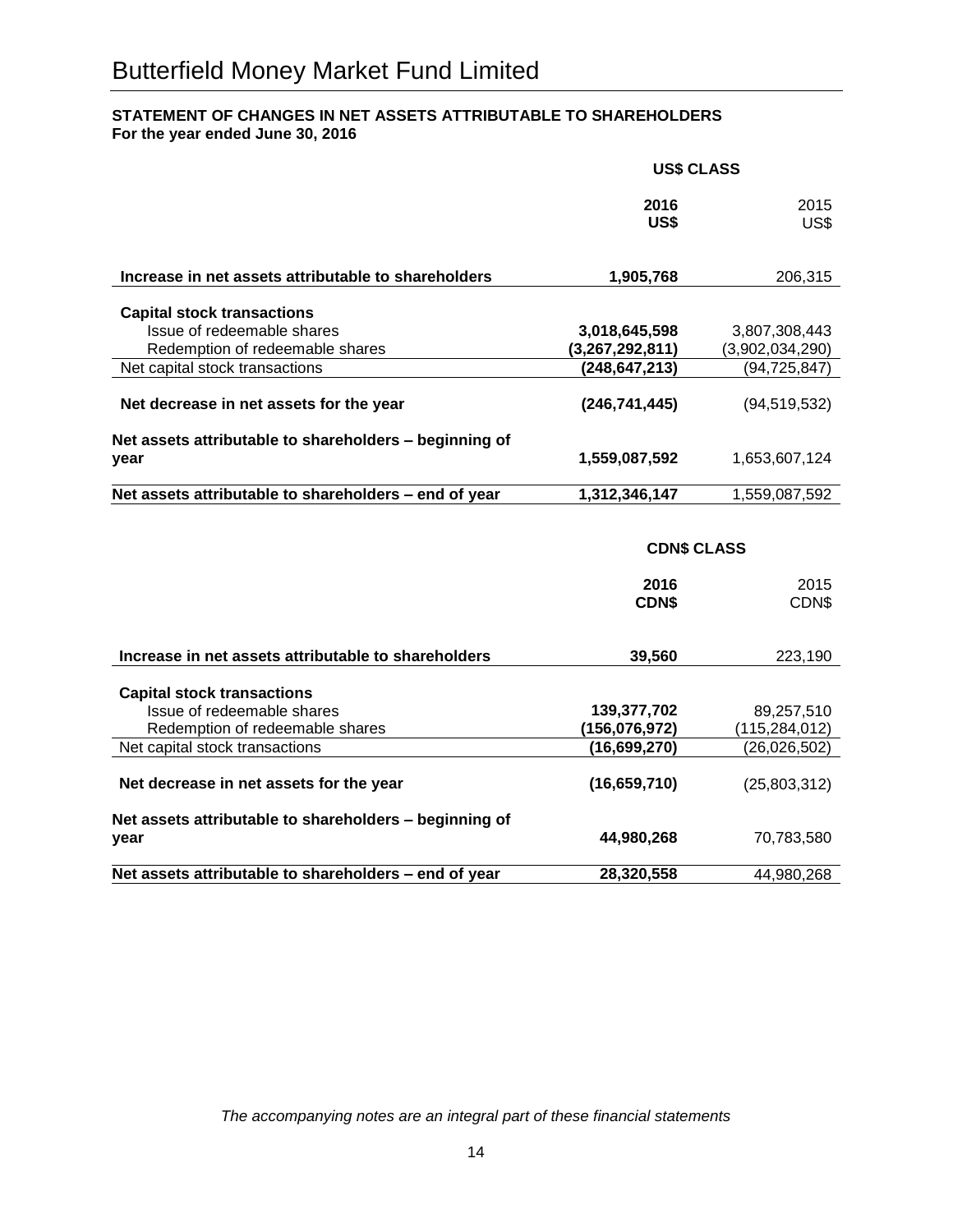# Butterfield Money Market Fund Limited

**STATEMENT OF CHANGES IN NET ASSETS ATTRIBUTABLE TO SHAREHOLDERS**
**For the year ended June 30, 2016**

| | **US$ CLASS** | |
|---|---|---|
| | **2016 US$** | 2015 US$ |
| **Increase in net assets attributable to shareholders** | **1,905,768** | 206,315 |
| **Capital stock transactions** | | |
| Issue of redeemable shares | **3,018,645,598** | 3,807,308,443 |
| Redemption of redeemable shares | **(3,267,292,811)** | (3,902,034,290) |
| Net capital stock transactions | **(248,647,213)** | (94,725,847) |
| **Net decrease in net assets for the year** | **(246,741,445)** | (94,519,532) |
| **Net assets attributable to shareholders – beginning of year** | **1,559,087,592** | 1,653,607,124 |
| **Net assets attributable to shareholders – end of year** | **1,312,346,147** | 1,559,087,592 |

| | **CDN$ CLASS** | |
|---|---|---|
| | **2016 CDN$** | 2015 CDN$ |
| **Increase in net assets attributable to shareholders** | **39,560** | 223,190 |
| **Capital stock transactions** | | |
| Issue of redeemable shares | **139,377,702** | 89,257,510 |
| Redemption of redeemable shares | **(156,076,972)** | (115,284,012) |
| Net capital stock transactions | **(16,699,270)** | (26,026,502) |
| **Net decrease in net assets for the year** | **(16,659,710)** | (25,803,312) |
| **Net assets attributable to shareholders – beginning of year** | **44,980,268** | 70,783,580 |
| **Net assets attributable to shareholders – end of year** | **28,320,558** | 44,980,268 |

*The accompanying notes are an integral part of these financial statements*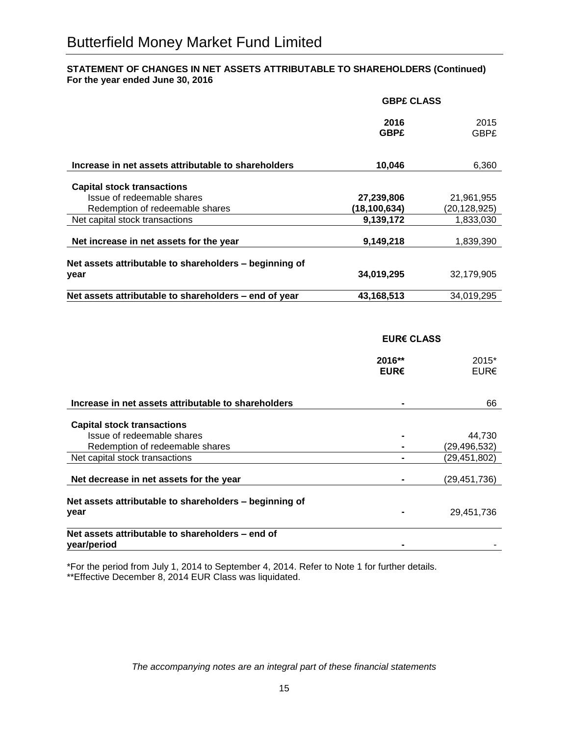# Butterfield Money Market Fund Limited

**STATEMENT OF CHANGES IN NET ASSETS ATTRIBUTABLE TO SHAREHOLDERS (Continued)**
**For the year ended June 30, 2016**

| | **GBP£ CLASS** | |
|---|---|---|
| | **2016 GBP£** | 2015 GBP£ |
| **Increase in net assets attributable to shareholders** | **10,046** | 6,360 |
| **Capital stock transactions** | | |
| Issue of redeemable shares | **27,239,806** | 21,961,955 |
| Redemption of redeemable shares | **(18,100,634)** | (20,128,925) |
| Net capital stock transactions | **9,139,172** | 1,833,030 |
| **Net increase in net assets for the year** | **9,149,218** | 1,839,390 |
| **Net assets attributable to shareholders – beginning of year** | **34,019,295** | 32,179,905 |
| **Net assets attributable to shareholders – end of year** | **43,168,513** | 34,019,295 |

| | **EUR€ CLASS** | |
|---|---|---|
| | **2016** EUR€** | 2015* EUR€ |
| **Increase in net assets attributable to shareholders** | **-** | 66 |
| **Capital stock transactions** | | |
| Issue of redeemable shares | **-** | 44,730 |
| Redemption of redeemable shares | **-** | (29,496,532) |
| Net capital stock transactions | **-** | (29,451,802) |
| **Net decrease in net assets for the year** | **-** | (29,451,736) |
| **Net assets attributable to shareholders – beginning of year** | **-** | 29,451,736 |
| **Net assets attributable to shareholders – end of year/period** | **-** | - |

*For the period from July 1, 2014 to September 4, 2014. Refer to Note 1 for further details.
**Effective December 8, 2014 EUR Class was liquidated.

*The accompanying notes are an integral part of these financial statements*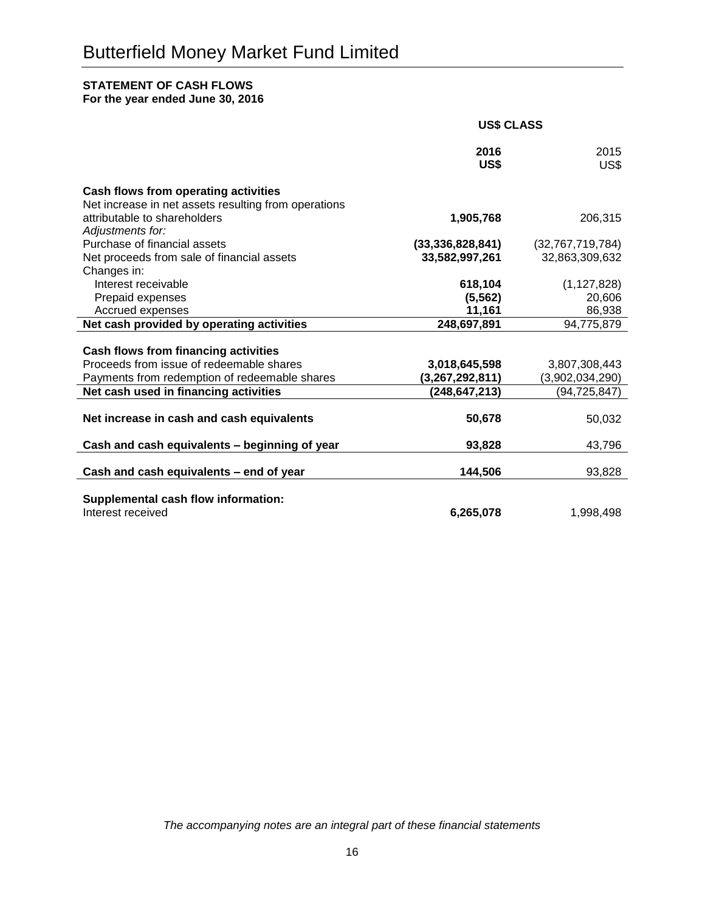# Butterfield Money Market Fund Limited

**STATEMENT OF CASH FLOWS**
**For the year ended June 30, 2016**

| | **US$ CLASS** | |
|---|---|---|
| | **2016 US$** | 2015 US$ |
| **Cash flows from operating activities** | | |
| Net increase in net assets resulting from operations attributable to shareholders | **1,905,768** | 206,315 |
| *Adjustments for:* | | |
| Purchase of financial assets | **(33,336,828,841)** | (32,767,719,784) |
| Net proceeds from sale of financial assets | **33,582,997,261** | 32,863,309,632 |
| Changes in: | | |
| Interest receivable | **618,104** | (1,127,828) |
| Prepaid expenses | **(5,562)** | 20,606 |
| Accrued expenses | **11,161** | 86,938 |
| **Net cash provided by operating activities** | **248,697,891** | 94,775,879 |
| | | |
| **Cash flows from financing activities** | | |
| Proceeds from issue of redeemable shares | **3,018,645,598** | 3,807,308,443 |
| Payments from redemption of redeemable shares | **(3,267,292,811)** | (3,902,034,290) |
| **Net cash used in financing activities** | **(248,647,213)** | (94,725,847) |
| | | |
| **Net increase in cash and cash equivalents** | **50,678** | 50,032 |
| | | |
| **Cash and cash equivalents – beginning of year** | **93,828** | 43,796 |
| | | |
| **Cash and cash equivalents – end of year** | **144,506** | 93,828 |
| | | |
| **Supplemental cash flow information:** | | |
| Interest received | **6,265,078** | 1,998,498 |

*The accompanying notes are an integral part of these financial statements*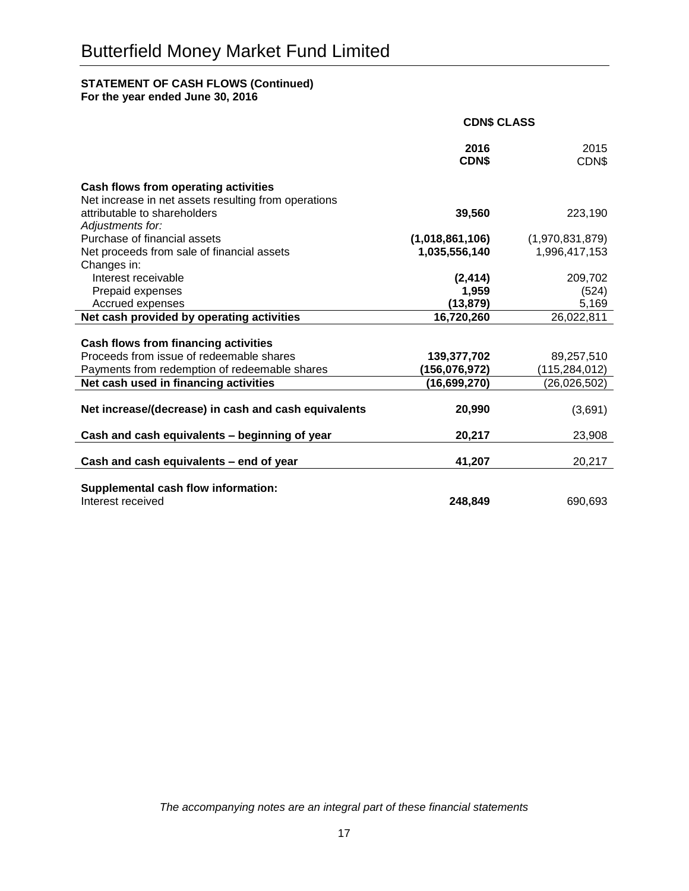# Butterfield Money Market Fund Limited

**STATEMENT OF CASH FLOWS (Continued)**
**For the year ended June 30, 2016**

| | CDN$ CLASS | |
|---|---|---|
| | **2016 CDN$** | 2015 CDN$ |
| **Cash flows from operating activities** | | |
| Net increase in net assets resulting from operations attributable to shareholders | **39,560** | 223,190 |
| *Adjustments for:* | | |
| Purchase of financial assets | **(1,018,861,106)** | (1,970,831,879) |
| Net proceeds from sale of financial assets | **1,035,556,140** | 1,996,417,153 |
| Changes in: | | |
| Interest receivable | **(2,414)** | 209,702 |
| Prepaid expenses | **1,959** | (524) |
| Accrued expenses | **(13,879)** | 5,169 |
| **Net cash provided by operating activities** | **16,720,260** | 26,022,811 |
| **Cash flows from financing activities** | | |
| Proceeds from issue of redeemable shares | **139,377,702** | 89,257,510 |
| Payments from redemption of redeemable shares | **(156,076,972)** | (115,284,012) |
| **Net cash used in financing activities** | **(16,699,270)** | (26,026,502) |
| **Net increase/(decrease) in cash and cash equivalents** | **20,990** | (3,691) |
| **Cash and cash equivalents – beginning of year** | **20,217** | 23,908 |
| **Cash and cash equivalents – end of year** | **41,207** | 20,217 |
| **Supplemental cash flow information:** | | |
| Interest received | **248,849** | 690,693 |

*The accompanying notes are an integral part of these financial statements*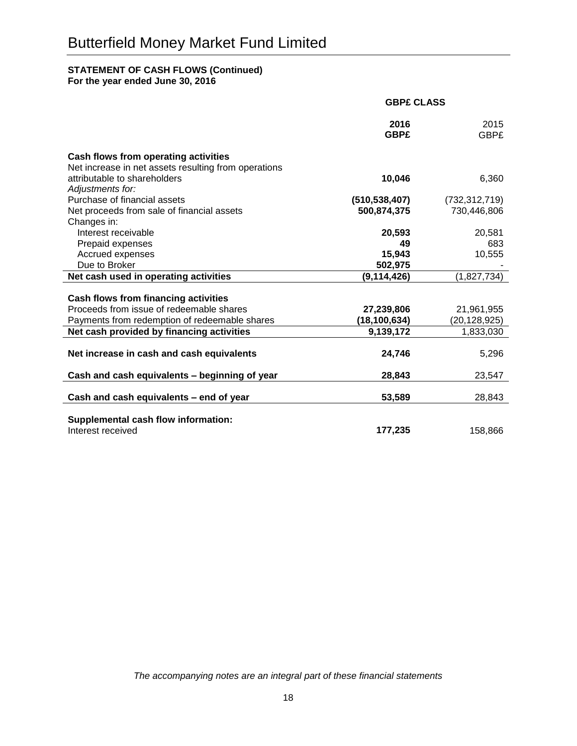# Butterfield Money Market Fund Limited

**STATEMENT OF CASH FLOWS (Continued)**
**For the year ended June 30, 2016**

| | GBP£ CLASS | |
|---|---|---|
| | **2016 GBP£** | 2015 GBP£ |
| **Cash flows from operating activities** | | |
| Net increase in net assets resulting from operations attributable to shareholders | **10,046** | 6,360 |
| *Adjustments for:* | | |
| Purchase of financial assets | **(510,538,407)** | (732,312,719) |
| Net proceeds from sale of financial assets | **500,874,375** | 730,446,806 |
| Changes in: | | |
| Interest receivable | **20,593** | 20,581 |
| Prepaid expenses | **49** | 683 |
| Accrued expenses | **15,943** | 10,555 |
| Due to Broker | **502,975** | - |
| **Net cash used in operating activities** | **(9,114,426)** | (1,827,734) |
| | | |
| **Cash flows from financing activities** | | |
| Proceeds from issue of redeemable shares | **27,239,806** | 21,961,955 |
| Payments from redemption of redeemable shares | **(18,100,634)** | (20,128,925) |
| **Net cash provided by financing activities** | **9,139,172** | 1,833,030 |
| | | |
| **Net increase in cash and cash equivalents** | **24,746** | 5,296 |
| | | |
| **Cash and cash equivalents – beginning of year** | **28,843** | 23,547 |
| | | |
| **Cash and cash equivalents – end of year** | **53,589** | 28,843 |
| | | |
| **Supplemental cash flow information:** | | |
| Interest received | **177,235** | 158,866 |

*The accompanying notes are an integral part of these financial statements*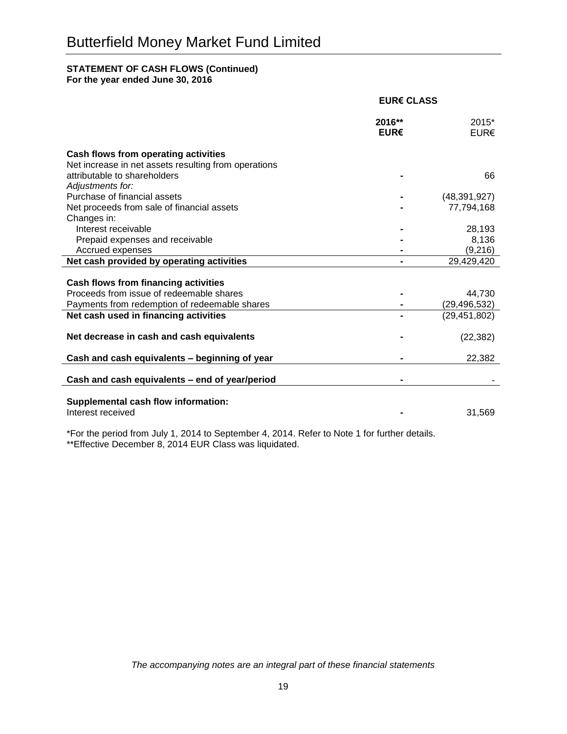# Butterfield Money Market Fund Limited

**STATEMENT OF CASH FLOWS (Continued)**
**For the year ended June 30, 2016**

| | **EUR€ CLASS** | |
|---|---|---|
| | **2016\*\* EUR€** | 2015* EUR€ |
| **Cash flows from operating activities** | | |
| Net increase in net assets resulting from operations attributable to shareholders | - | 66 |
| *Adjustments for:* | | |
| Purchase of financial assets | - | (48,391,927) |
| Net proceeds from sale of financial assets | - | 77,794,168 |
| Changes in: | | |
| Interest receivable | - | 28,193 |
| Prepaid expenses and receivable | - | 8,136 |
| Accrued expenses | - | (9,216) |
| **Net cash provided by operating activities** | - | 29,429,420 |
| **Cash flows from financing activities** | | |
| Proceeds from issue of redeemable shares | - | 44,730 |
| Payments from redemption of redeemable shares | - | (29,496,532) |
| **Net cash used in financing activities** | - | (29,451,802) |
| **Net decrease in cash and cash equivalents** | - | (22,382) |
| **Cash and cash equivalents – beginning of year** | - | 22,382 |
| **Cash and cash equivalents – end of year/period** | - | - |
| **Supplemental cash flow information:** | | |
| Interest received | - | 31,569 |

*For the period from July 1, 2014 to September 4, 2014. Refer to Note 1 for further details.
**Effective December 8, 2014 EUR Class was liquidated.

*The accompanying notes are an integral part of these financial statements*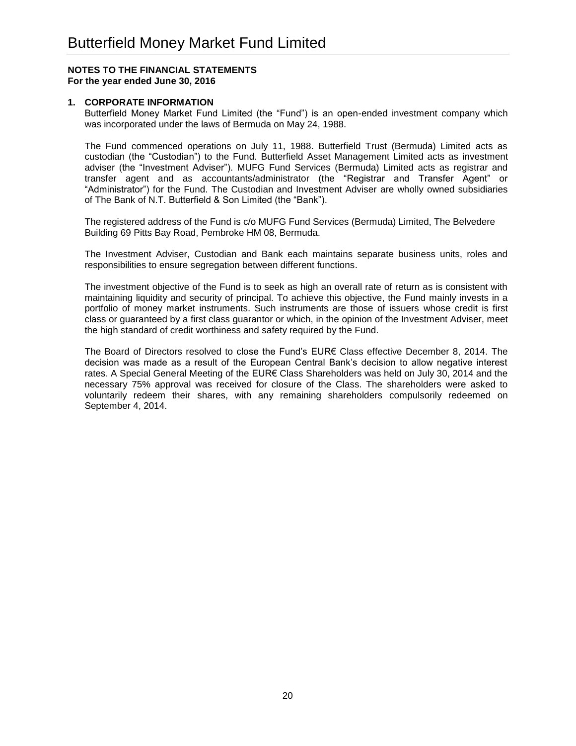# Butterfield Money Market Fund Limited

**NOTES TO THE FINANCIAL STATEMENTS**
**For the year ended June 30, 2016**

## 1. CORPORATE INFORMATION

Butterfield Money Market Fund Limited (the "Fund") is an open-ended investment company which was incorporated under the laws of Bermuda on May 24, 1988.

The Fund commenced operations on July 11, 1988. Butterfield Trust (Bermuda) Limited acts as custodian (the "Custodian") to the Fund. Butterfield Asset Management Limited acts as investment adviser (the "Investment Adviser"). MUFG Fund Services (Bermuda) Limited acts as registrar and transfer agent and as accountants/administrator (the "Registrar and Transfer Agent" or "Administrator") for the Fund. The Custodian and Investment Adviser are wholly owned subsidiaries of The Bank of N.T. Butterfield & Son Limited (the "Bank").

The registered address of the Fund is c/o MUFG Fund Services (Bermuda) Limited, The Belvedere Building 69 Pitts Bay Road, Pembroke HM 08, Bermuda.

The Investment Adviser, Custodian and Bank each maintains separate business units, roles and responsibilities to ensure segregation between different functions.

The investment objective of the Fund is to seek as high an overall rate of return as is consistent with maintaining liquidity and security of principal. To achieve this objective, the Fund mainly invests in a portfolio of money market instruments. Such instruments are those of issuers whose credit is first class or guaranteed by a first class guarantor or which, in the opinion of the Investment Adviser, meet the high standard of credit worthiness and safety required by the Fund.

The Board of Directors resolved to close the Fund's EUR€ Class effective December 8, 2014. The decision was made as a result of the European Central Bank's decision to allow negative interest rates. A Special General Meeting of the EUR€ Class Shareholders was held on July 30, 2014 and the necessary 75% approval was received for closure of the Class. The shareholders were asked to voluntarily redeem their shares, with any remaining shareholders compulsorily redeemed on September 4, 2014.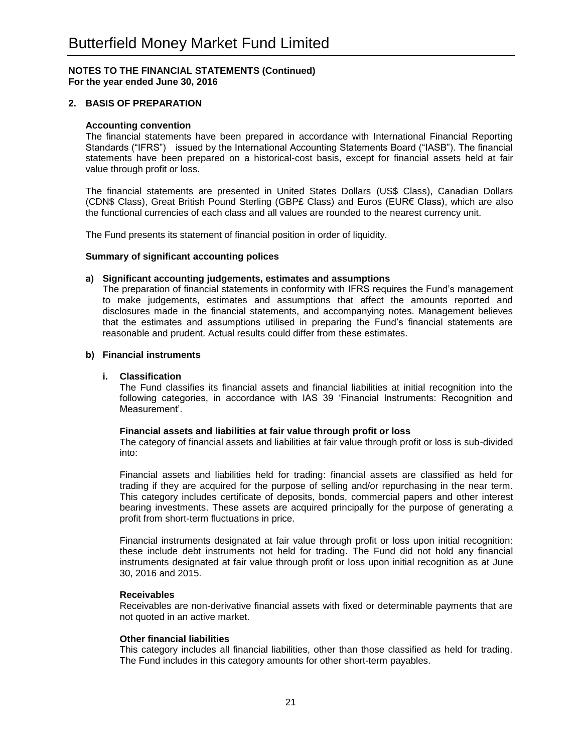# Butterfield Money Market Fund Limited

**NOTES TO THE FINANCIAL STATEMENTS (Continued)**
**For the year ended June 30, 2016**

## 2. BASIS OF PREPARATION

**Accounting convention**

The financial statements have been prepared in accordance with International Financial Reporting Standards ("IFRS") issued by the International Accounting Statements Board ("IASB"). The financial statements have been prepared on a historical-cost basis, except for financial assets held at fair value through profit or loss.

The financial statements are presented in United States Dollars (US$ Class), Canadian Dollars (CDN$ Class), Great British Pound Sterling (GBP£ Class) and Euros (EUR€ Class), which are also the functional currencies of each class and all values are rounded to the nearest currency unit.

The Fund presents its statement of financial position in order of liquidity.

**Summary of significant accounting polices**

**a) Significant accounting judgements, estimates and assumptions**

The preparation of financial statements in conformity with IFRS requires the Fund's management to make judgements, estimates and assumptions that affect the amounts reported and disclosures made in the financial statements, and accompanying notes. Management believes that the estimates and assumptions utilised in preparing the Fund's financial statements are reasonable and prudent. Actual results could differ from these estimates.

**b) Financial instruments**

**i. Classification**

The Fund classifies its financial assets and financial liabilities at initial recognition into the following categories, in accordance with IAS 39 'Financial Instruments: Recognition and Measurement'.

**Financial assets and liabilities at fair value through profit or loss**

The category of financial assets and liabilities at fair value through profit or loss is sub-divided into:

Financial assets and liabilities held for trading: financial assets are classified as held for trading if they are acquired for the purpose of selling and/or repurchasing in the near term. This category includes certificate of deposits, bonds, commercial papers and other interest bearing investments. These assets are acquired principally for the purpose of generating a profit from short-term fluctuations in price.

Financial instruments designated at fair value through profit or loss upon initial recognition: these include debt instruments not held for trading. The Fund did not hold any financial instruments designated at fair value through profit or loss upon initial recognition as at June 30, 2016 and 2015.

**Receivables**

Receivables are non-derivative financial assets with fixed or determinable payments that are not quoted in an active market.

**Other financial liabilities**

This category includes all financial liabilities, other than those classified as held for trading. The Fund includes in this category amounts for other short-term payables.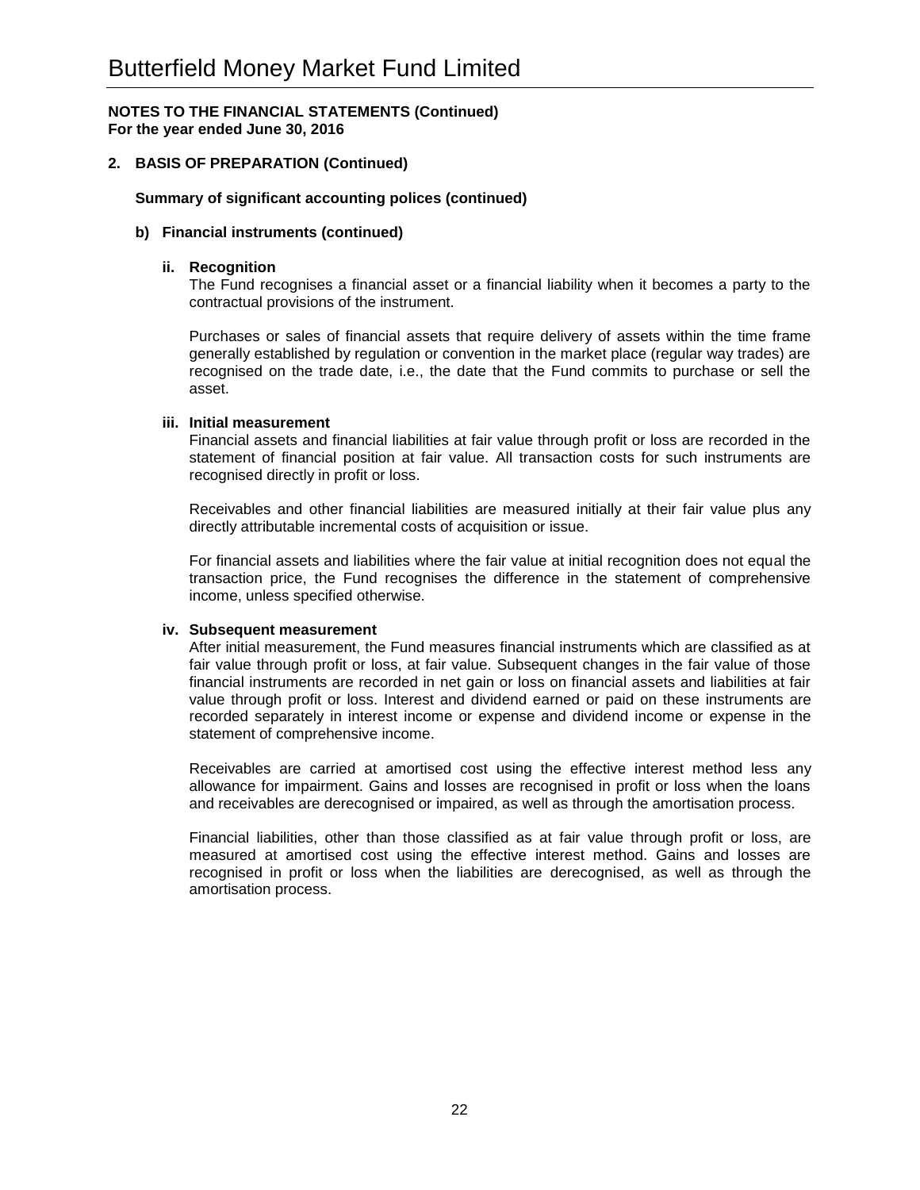# Butterfield Money Market Fund Limited

**NOTES TO THE FINANCIAL STATEMENTS (Continued)**
**For the year ended June 30, 2016**

## 2. BASIS OF PREPARATION (Continued)

### Summary of significant accounting polices (continued)

#### b) Financial instruments (continued)

**ii. Recognition**

The Fund recognises a financial asset or a financial liability when it becomes a party to the contractual provisions of the instrument.

Purchases or sales of financial assets that require delivery of assets within the time frame generally established by regulation or convention in the market place (regular way trades) are recognised on the trade date, i.e., the date that the Fund commits to purchase or sell the asset.

**iii. Initial measurement**

Financial assets and financial liabilities at fair value through profit or loss are recorded in the statement of financial position at fair value. All transaction costs for such instruments are recognised directly in profit or loss.

Receivables and other financial liabilities are measured initially at their fair value plus any directly attributable incremental costs of acquisition or issue.

For financial assets and liabilities where the fair value at initial recognition does not equal the transaction price, the Fund recognises the difference in the statement of comprehensive income, unless specified otherwise.

**iv. Subsequent measurement**

After initial measurement, the Fund measures financial instruments which are classified as at fair value through profit or loss, at fair value. Subsequent changes in the fair value of those financial instruments are recorded in net gain or loss on financial assets and liabilities at fair value through profit or loss. Interest and dividend earned or paid on these instruments are recorded separately in interest income or expense and dividend income or expense in the statement of comprehensive income.

Receivables are carried at amortised cost using the effective interest method less any allowance for impairment. Gains and losses are recognised in profit or loss when the loans and receivables are derecognised or impaired, as well as through the amortisation process.

Financial liabilities, other than those classified as at fair value through profit or loss, are measured at amortised cost using the effective interest method. Gains and losses are recognised in profit or loss when the liabilities are derecognised, as well as through the amortisation process.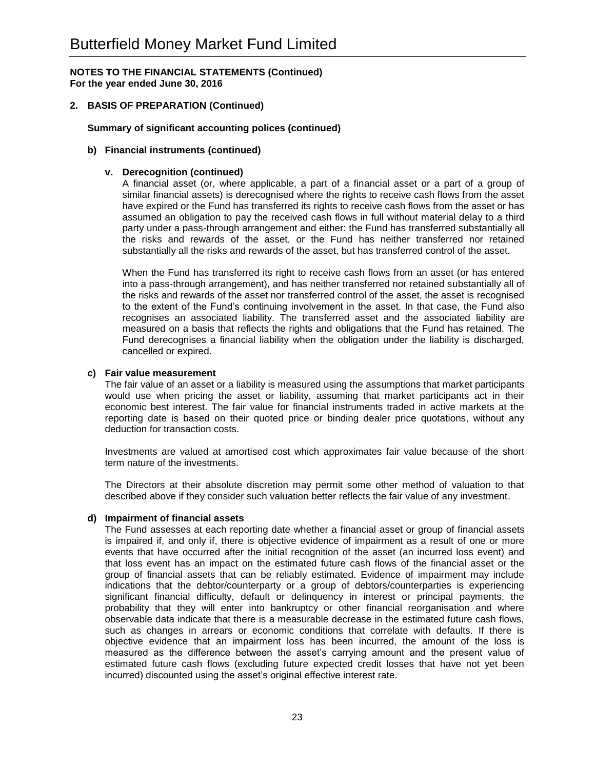# Butterfield Money Market Fund Limited

**NOTES TO THE FINANCIAL STATEMENTS (Continued)**
**For the year ended June 30, 2016**

## 2. BASIS OF PREPARATION (Continued)

**Summary of significant accounting polices (continued)**

### b) Financial instruments (continued)

#### v. Derecognition (continued)

A financial asset (or, where applicable, a part of a financial asset or a part of a group of similar financial assets) is derecognised where the rights to receive cash flows from the asset have expired or the Fund has transferred its rights to receive cash flows from the asset or has assumed an obligation to pay the received cash flows in full without material delay to a third party under a pass-through arrangement and either: the Fund has transferred substantially all the risks and rewards of the asset, or the Fund has neither transferred nor retained substantially all the risks and rewards of the asset, but has transferred control of the asset.

When the Fund has transferred its right to receive cash flows from an asset (or has entered into a pass-through arrangement), and has neither transferred nor retained substantially all of the risks and rewards of the asset nor transferred control of the asset, the asset is recognised to the extent of the Fund's continuing involvement in the asset. In that case, the Fund also recognises an associated liability. The transferred asset and the associated liability are measured on a basis that reflects the rights and obligations that the Fund has retained. The Fund derecognises a financial liability when the obligation under the liability is discharged, cancelled or expired.

### c) Fair value measurement

The fair value of an asset or a liability is measured using the assumptions that market participants would use when pricing the asset or liability, assuming that market participants act in their economic best interest. The fair value for financial instruments traded in active markets at the reporting date is based on their quoted price or binding dealer price quotations, without any deduction for transaction costs.

Investments are valued at amortised cost which approximates fair value because of the short term nature of the investments.

The Directors at their absolute discretion may permit some other method of valuation to that described above if they consider such valuation better reflects the fair value of any investment.

### d) Impairment of financial assets

The Fund assesses at each reporting date whether a financial asset or group of financial assets is impaired if, and only if, there is objective evidence of impairment as a result of one or more events that have occurred after the initial recognition of the asset (an incurred loss event) and that loss event has an impact on the estimated future cash flows of the financial asset or the group of financial assets that can be reliably estimated. Evidence of impairment may include indications that the debtor/counterparty or a group of debtors/counterparties is experiencing significant financial difficulty, default or delinquency in interest or principal payments, the probability that they will enter into bankruptcy or other financial reorganisation and where observable data indicate that there is a measurable decrease in the estimated future cash flows, such as changes in arrears or economic conditions that correlate with defaults. If there is objective evidence that an impairment loss has been incurred, the amount of the loss is measured as the difference between the asset's carrying amount and the present value of estimated future cash flows (excluding future expected credit losses that have not yet been incurred) discounted using the asset's original effective interest rate.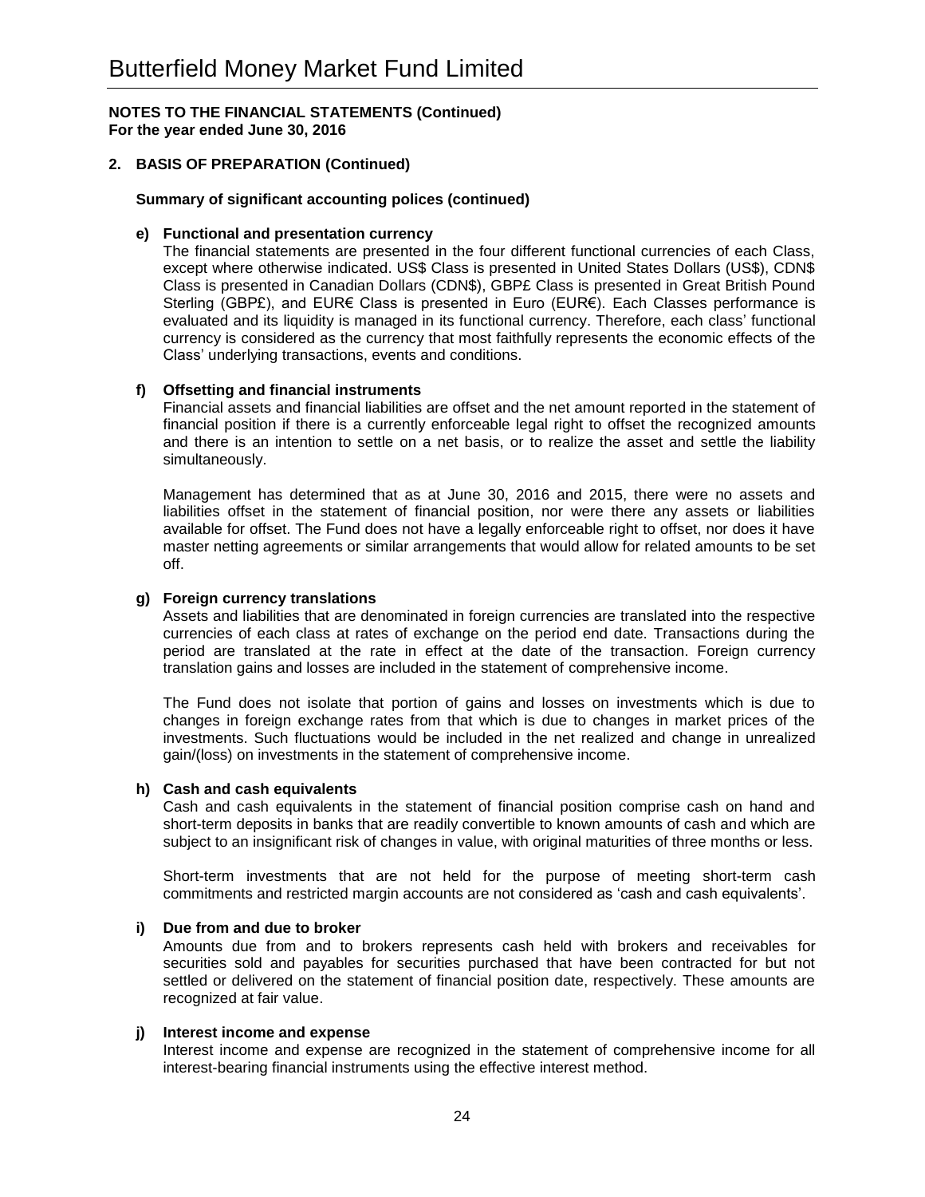# Butterfield Money Market Fund Limited

**NOTES TO THE FINANCIAL STATEMENTS (Continued)**
**For the year ended June 30, 2016**

## 2. BASIS OF PREPARATION (Continued)

**Summary of significant accounting polices (continued)**

**e) Functional and presentation currency**

The financial statements are presented in the four different functional currencies of each Class, except where otherwise indicated. US$ Class is presented in United States Dollars (US$), CDN$ Class is presented in Canadian Dollars (CDN$), GBP£ Class is presented in Great British Pound Sterling (GBP£), and EUR€ Class is presented in Euro (EUR€). Each Classes performance is evaluated and its liquidity is managed in its functional currency. Therefore, each class' functional currency is considered as the currency that most faithfully represents the economic effects of the Class' underlying transactions, events and conditions.

**f) Offsetting and financial instruments**

Financial assets and financial liabilities are offset and the net amount reported in the statement of financial position if there is a currently enforceable legal right to offset the recognized amounts and there is an intention to settle on a net basis, or to realize the asset and settle the liability simultaneously.

Management has determined that as at June 30, 2016 and 2015, there were no assets and liabilities offset in the statement of financial position, nor were there any assets or liabilities available for offset. The Fund does not have a legally enforceable right to offset, nor does it have master netting agreements or similar arrangements that would allow for related amounts to be set off.

**g) Foreign currency translations**

Assets and liabilities that are denominated in foreign currencies are translated into the respective currencies of each class at rates of exchange on the period end date. Transactions during the period are translated at the rate in effect at the date of the transaction. Foreign currency translation gains and losses are included in the statement of comprehensive income.

The Fund does not isolate that portion of gains and losses on investments which is due to changes in foreign exchange rates from that which is due to changes in market prices of the investments. Such fluctuations would be included in the net realized and change in unrealized gain/(loss) on investments in the statement of comprehensive income.

**h) Cash and cash equivalents**

Cash and cash equivalents in the statement of financial position comprise cash on hand and short-term deposits in banks that are readily convertible to known amounts of cash and which are subject to an insignificant risk of changes in value, with original maturities of three months or less.

Short-term investments that are not held for the purpose of meeting short-term cash commitments and restricted margin accounts are not considered as 'cash and cash equivalents'.

**i) Due from and due to broker**

Amounts due from and to brokers represents cash held with brokers and receivables for securities sold and payables for securities purchased that have been contracted for but not settled or delivered on the statement of financial position date, respectively. These amounts are recognized at fair value.

**j) Interest income and expense**

Interest income and expense are recognized in the statement of comprehensive income for all interest-bearing financial instruments using the effective interest method.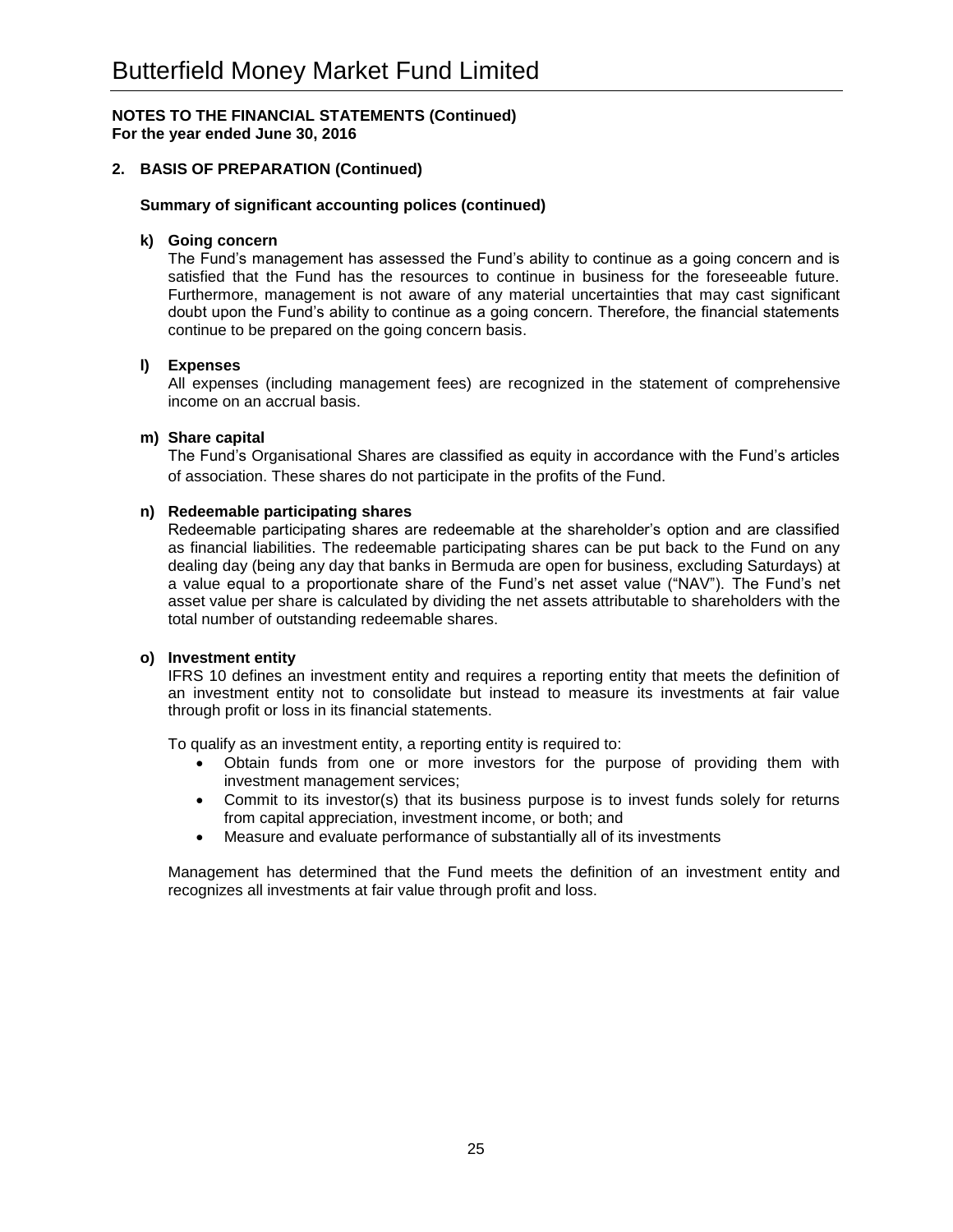**NOTES TO THE FINANCIAL STATEMENTS (Continued)**
**For the year ended June 30, 2016**

## 2. BASIS OF PREPARATION (Continued)

### Summary of significant accounting polices (continued)

**k) Going concern**

The Fund's management has assessed the Fund's ability to continue as a going concern and is satisfied that the Fund has the resources to continue in business for the foreseeable future. Furthermore, management is not aware of any material uncertainties that may cast significant doubt upon the Fund's ability to continue as a going concern. Therefore, the financial statements continue to be prepared on the going concern basis.

**l) Expenses**

All expenses (including management fees) are recognized in the statement of comprehensive income on an accrual basis.

**m) Share capital**

The Fund's Organisational Shares are classified as equity in accordance with the Fund's articles of association. These shares do not participate in the profits of the Fund.

**n) Redeemable participating shares**

Redeemable participating shares are redeemable at the shareholder's option and are classified as financial liabilities. The redeemable participating shares can be put back to the Fund on any dealing day (being any day that banks in Bermuda are open for business, excluding Saturdays) at a value equal to a proportionate share of the Fund's net asset value ("NAV"). The Fund's net asset value per share is calculated by dividing the net assets attributable to shareholders with the total number of outstanding redeemable shares.

**o) Investment entity**

IFRS 10 defines an investment entity and requires a reporting entity that meets the definition of an investment entity not to consolidate but instead to measure its investments at fair value through profit or loss in its financial statements.

To qualify as an investment entity, a reporting entity is required to:

- Obtain funds from one or more investors for the purpose of providing them with investment management services;
- Commit to its investor(s) that its business purpose is to invest funds solely for returns from capital appreciation, investment income, or both; and
- Measure and evaluate performance of substantially all of its investments

Management has determined that the Fund meets the definition of an investment entity and recognizes all investments at fair value through profit and loss.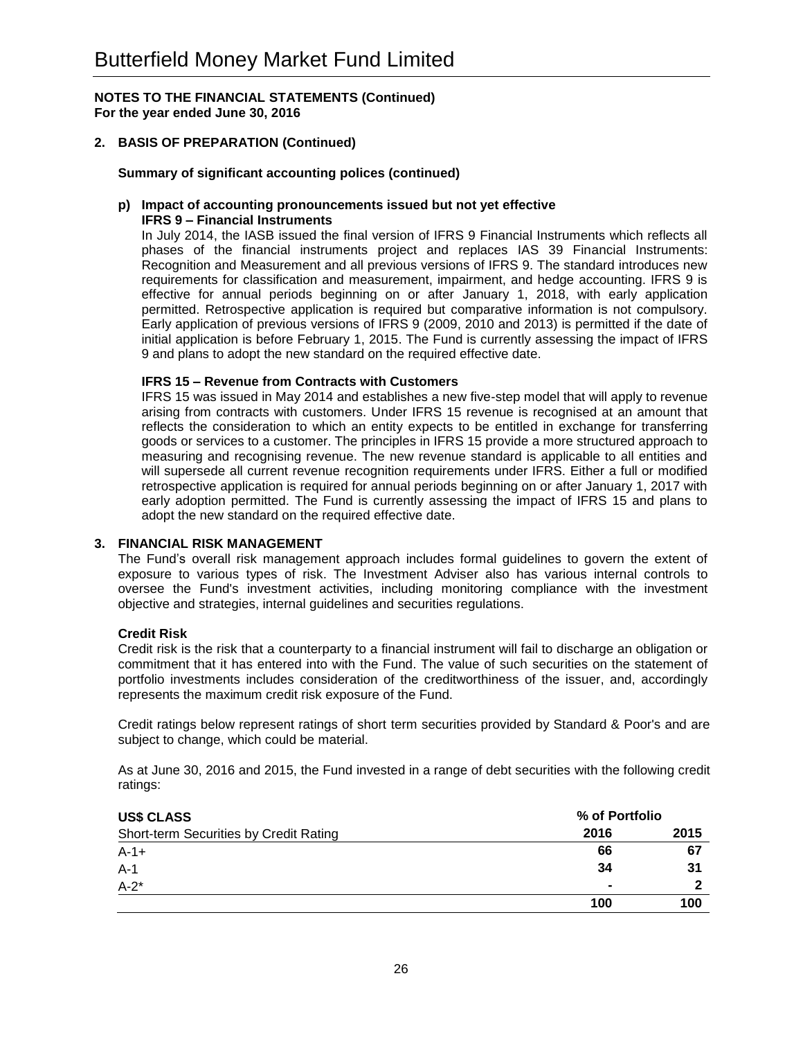# Butterfield Money Market Fund Limited

**NOTES TO THE FINANCIAL STATEMENTS (Continued)**
**For the year ended June 30, 2016**

## 2. BASIS OF PREPARATION (Continued)

### Summary of significant accounting polices (continued)

**p) Impact of accounting pronouncements issued but not yet effective**
**IFRS 9 – Financial Instruments**

In July 2014, the IASB issued the final version of IFRS 9 Financial Instruments which reflects all phases of the financial instruments project and replaces IAS 39 Financial Instruments: Recognition and Measurement and all previous versions of IFRS 9. The standard introduces new requirements for classification and measurement, impairment, and hedge accounting. IFRS 9 is effective for annual periods beginning on or after January 1, 2018, with early application permitted. Retrospective application is required but comparative information is not compulsory. Early application of previous versions of IFRS 9 (2009, 2010 and 2013) is permitted if the date of initial application is before February 1, 2015. The Fund is currently assessing the impact of IFRS 9 and plans to adopt the new standard on the required effective date.

**IFRS 15 – Revenue from Contracts with Customers**

IFRS 15 was issued in May 2014 and establishes a new five-step model that will apply to revenue arising from contracts with customers. Under IFRS 15 revenue is recognised at an amount that reflects the consideration to which an entity expects to be entitled in exchange for transferring goods or services to a customer. The principles in IFRS 15 provide a more structured approach to measuring and recognising revenue. The new revenue standard is applicable to all entities and will supersede all current revenue recognition requirements under IFRS. Either a full or modified retrospective application is required for annual periods beginning on or after January 1, 2017 with early adoption permitted. The Fund is currently assessing the impact of IFRS 15 and plans to adopt the new standard on the required effective date.

## 3. FINANCIAL RISK MANAGEMENT

The Fund's overall risk management approach includes formal guidelines to govern the extent of exposure to various types of risk. The Investment Adviser also has various internal controls to oversee the Fund's investment activities, including monitoring compliance with the investment objective and strategies, internal guidelines and securities regulations.

### Credit Risk

Credit risk is the risk that a counterparty to a financial instrument will fail to discharge an obligation or commitment that it has entered into with the Fund. The value of such securities on the statement of portfolio investments includes consideration of the creditworthiness of the issuer, and, accordingly represents the maximum credit risk exposure of the Fund.

Credit ratings below represent ratings of short term securities provided by Standard & Poor's and are subject to change, which could be material.

As at June 30, 2016 and 2015, the Fund invested in a range of debt securities with the following credit ratings:

| **US$ CLASS** | **% of Portfolio** | |
|---|---|---|
| Short-term Securities by Credit Rating | **2016** | **2015** |
| A-1+ | **66** | 67 |
| A-1 | **34** | 31 |
| A-2* | **-** | 2 |
| | **100** | **100** |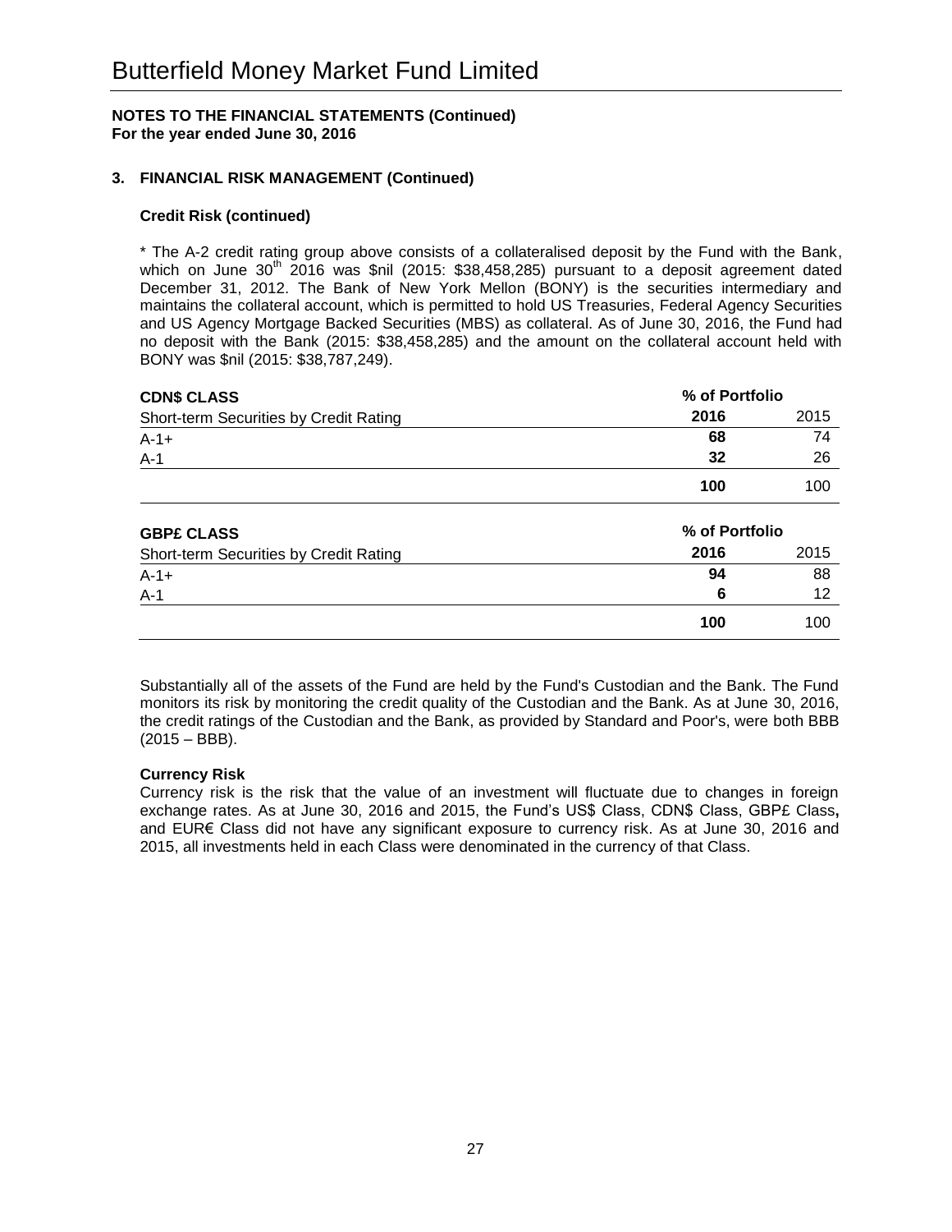# Butterfield Money Market Fund Limited

**NOTES TO THE FINANCIAL STATEMENTS (Continued)**
**For the year ended June 30, 2016**

## 3. FINANCIAL RISK MANAGEMENT (Continued)

### Credit Risk (continued)

* The A-2 credit rating group above consists of a collateralised deposit by the Fund with the Bank, which on June 30th 2016 was $nil (2015: $38,458,285) pursuant to a deposit agreement dated December 31, 2012. The Bank of New York Mellon (BONY) is the securities intermediary and maintains the collateral account, which is permitted to hold US Treasuries, Federal Agency Securities and US Agency Mortgage Backed Securities (MBS) as collateral. As of June 30, 2016, the Fund had no deposit with the Bank (2015: $38,458,285) and the amount on the collateral account held with BONY was $nil (2015: $38,787,249).

| **CDN$ CLASS** | **% of Portfolio** | |
|---|---|---|
| Short-term Securities by Credit Rating | **2016** | 2015 |
| A-1+ | **68** | 74 |
| A-1 | **32** | 26 |
| | **100** | 100 |

| **GBP£ CLASS** | **% of Portfolio** | |
|---|---|---|
| Short-term Securities by Credit Rating | **2016** | 2015 |
| A-1+ | **94** | 88 |
| A-1 | **6** | 12 |
| | **100** | 100 |

Substantially all of the assets of the Fund are held by the Fund's Custodian and the Bank. The Fund monitors its risk by monitoring the credit quality of the Custodian and the Bank. As at June 30, 2016, the credit ratings of the Custodian and the Bank, as provided by Standard and Poor's, were both BBB (2015 – BBB).

### Currency Risk

Currency risk is the risk that the value of an investment will fluctuate due to changes in foreign exchange rates. As at June 30, 2016 and 2015, the Fund's US$ Class, CDN$ Class, GBP£ Class**,** and EUR€ Class did not have any significant exposure to currency risk. As at June 30, 2016 and 2015, all investments held in each Class were denominated in the currency of that Class.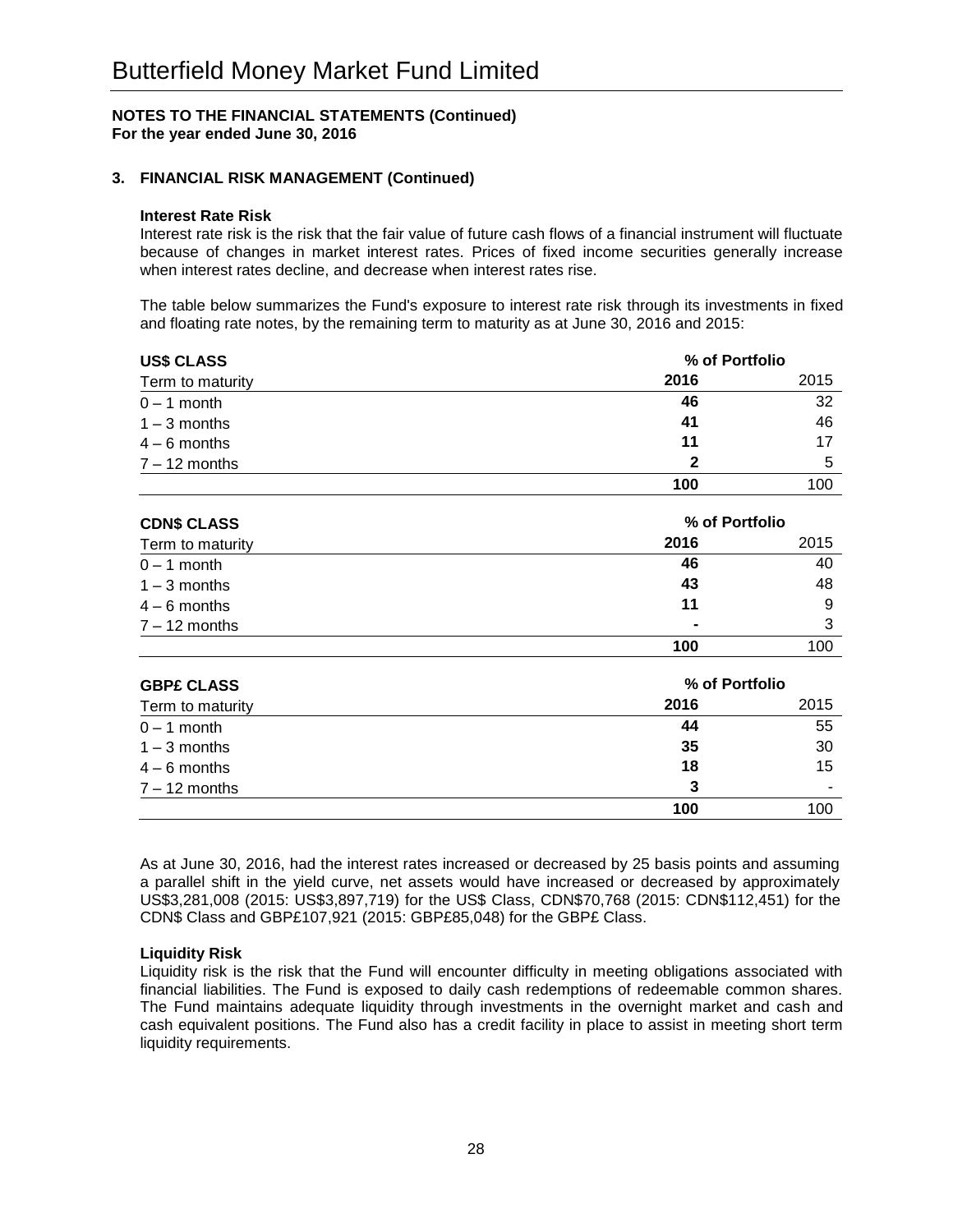# Butterfield Money Market Fund Limited

**NOTES TO THE FINANCIAL STATEMENTS (Continued)**
**For the year ended June 30, 2016**

## 3. FINANCIAL RISK MANAGEMENT (Continued)

**Interest Rate Risk**

Interest rate risk is the risk that the fair value of future cash flows of a financial instrument will fluctuate because of changes in market interest rates. Prices of fixed income securities generally increase when interest rates decline, and decrease when interest rates rise.

The table below summarizes the Fund's exposure to interest rate risk through its investments in fixed and floating rate notes, by the remaining term to maturity as at June 30, 2016 and 2015:

| **US$ CLASS** | % of Portfolio | |
|---|---|---|
| Term to maturity | **2016** | 2015 |
| 0 – 1 month | **46** | 32 |
| 1 – 3 months | **41** | 46 |
| 4 – 6 months | **11** | 17 |
| 7 – 12 months | **2** | 5 |
| | **100** | 100 |

| **CDN$ CLASS** | % of Portfolio | |
|---|---|---|
| Term to maturity | **2016** | 2015 |
| 0 – 1 month | **46** | 40 |
| 1 – 3 months | **43** | 48 |
| 4 – 6 months | **11** | 9 |
| 7 – 12 months | **-** | 3 |
| | **100** | 100 |

| **GBP£ CLASS** | % of Portfolio | |
|---|---|---|
| Term to maturity | **2016** | 2015 |
| 0 – 1 month | **44** | 55 |
| 1 – 3 months | **35** | 30 |
| 4 – 6 months | **18** | 15 |
| 7 – 12 months | **3** | - |
| | **100** | 100 |

As at June 30, 2016, had the interest rates increased or decreased by 25 basis points and assuming a parallel shift in the yield curve, net assets would have increased or decreased by approximately US$3,281,008 (2015: US$3,897,719) for the US$ Class, CDN$70,768 (2015: CDN$112,451) for the CDN$ Class and GBP£107,921 (2015: GBP£85,048) for the GBP£ Class.

**Liquidity Risk**

Liquidity risk is the risk that the Fund will encounter difficulty in meeting obligations associated with financial liabilities. The Fund is exposed to daily cash redemptions of redeemable common shares. The Fund maintains adequate liquidity through investments in the overnight market and cash and cash equivalent positions. The Fund also has a credit facility in place to assist in meeting short term liquidity requirements.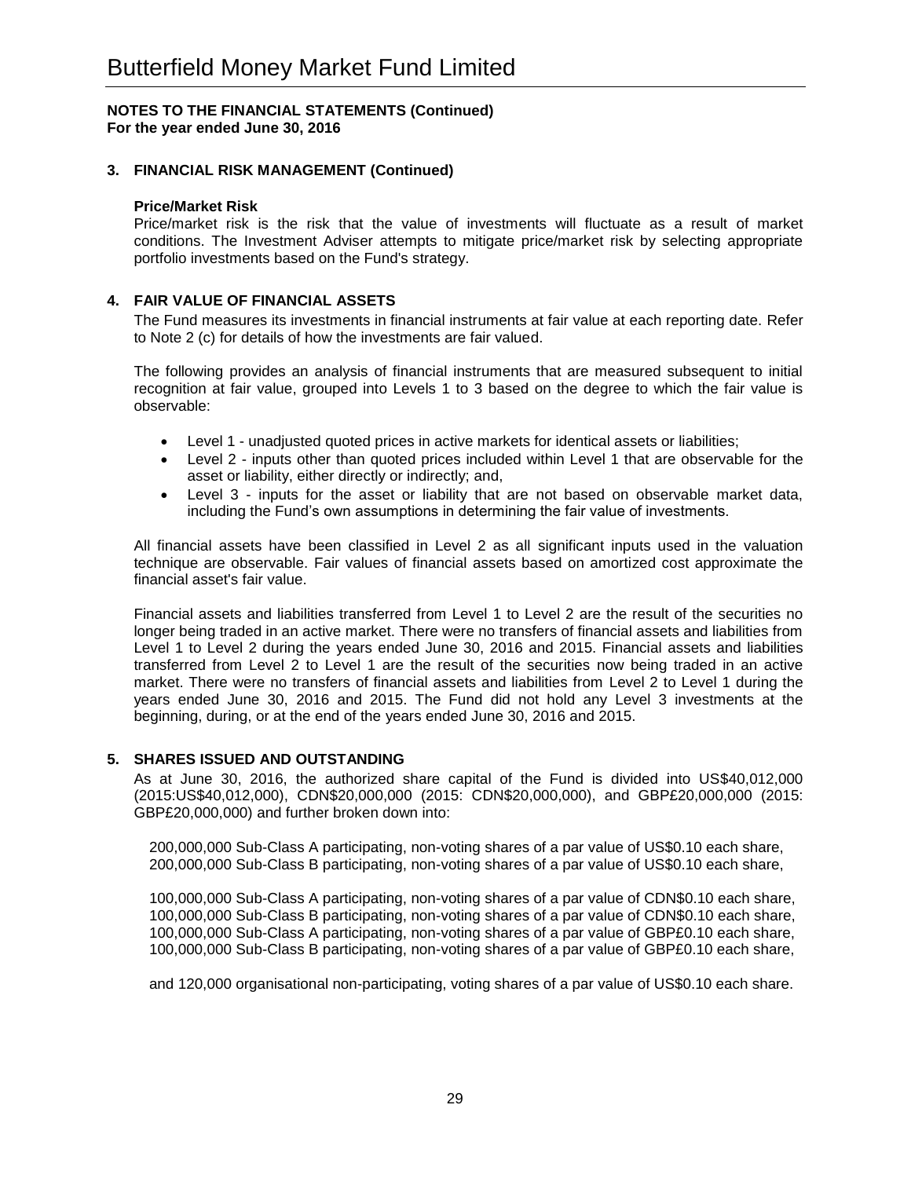**NOTES TO THE FINANCIAL STATEMENTS (Continued)**
**For the year ended June 30, 2016**

### 3. FINANCIAL RISK MANAGEMENT (Continued)

**Price/Market Risk**

Price/market risk is the risk that the value of investments will fluctuate as a result of market conditions. The Investment Adviser attempts to mitigate price/market risk by selecting appropriate portfolio investments based on the Fund's strategy.

### 4. FAIR VALUE OF FINANCIAL ASSETS

The Fund measures its investments in financial instruments at fair value at each reporting date. Refer to Note 2 (c) for details of how the investments are fair valued.

The following provides an analysis of financial instruments that are measured subsequent to initial recognition at fair value, grouped into Levels 1 to 3 based on the degree to which the fair value is observable:

- Level 1 - unadjusted quoted prices in active markets for identical assets or liabilities;
- Level 2 - inputs other than quoted prices included within Level 1 that are observable for the asset or liability, either directly or indirectly; and,
- Level 3 - inputs for the asset or liability that are not based on observable market data, including the Fund's own assumptions in determining the fair value of investments.

All financial assets have been classified in Level 2 as all significant inputs used in the valuation technique are observable. Fair values of financial assets based on amortized cost approximate the financial asset's fair value.

Financial assets and liabilities transferred from Level 1 to Level 2 are the result of the securities no longer being traded in an active market. There were no transfers of financial assets and liabilities from Level 1 to Level 2 during the years ended June 30, 2016 and 2015. Financial assets and liabilities transferred from Level 2 to Level 1 are the result of the securities now being traded in an active market. There were no transfers of financial assets and liabilities from Level 2 to Level 1 during the years ended June 30, 2016 and 2015. The Fund did not hold any Level 3 investments at the beginning, during, or at the end of the years ended June 30, 2016 and 2015.

### 5. SHARES ISSUED AND OUTSTANDING

As at June 30, 2016, the authorized share capital of the Fund is divided into US$40,012,000 (2015:US$40,012,000), CDN$20,000,000 (2015: CDN$20,000,000), and GBP£20,000,000 (2015: GBP£20,000,000) and further broken down into:

200,000,000 Sub-Class A participating, non-voting shares of a par value of US$0.10 each share,
200,000,000 Sub-Class B participating, non-voting shares of a par value of US$0.10 each share,

100,000,000 Sub-Class A participating, non-voting shares of a par value of CDN$0.10 each share,
100,000,000 Sub-Class B participating, non-voting shares of a par value of CDN$0.10 each share,
100,000,000 Sub-Class A participating, non-voting shares of a par value of GBP£0.10 each share,
100,000,000 Sub-Class B participating, non-voting shares of a par value of GBP£0.10 each share,

and 120,000 organisational non-participating, voting shares of a par value of US$0.10 each share.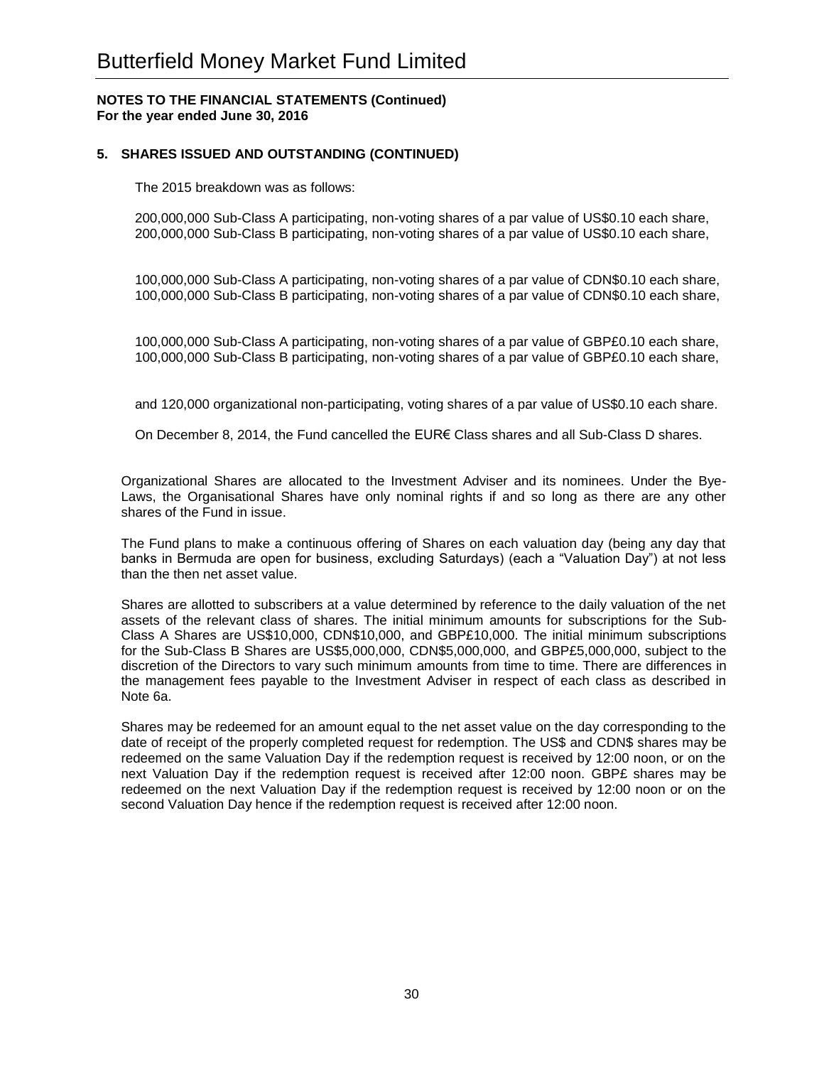# Butterfield Money Market Fund Limited

**NOTES TO THE FINANCIAL STATEMENTS (Continued)**
**For the year ended June 30, 2016**

## 5. SHARES ISSUED AND OUTSTANDING (CONTINUED)

The 2015 breakdown was as follows:

200,000,000 Sub-Class A participating, non-voting shares of a par value of US$0.10 each share,
200,000,000 Sub-Class B participating, non-voting shares of a par value of US$0.10 each share,

100,000,000 Sub-Class A participating, non-voting shares of a par value of CDN$0.10 each share,
100,000,000 Sub-Class B participating, non-voting shares of a par value of CDN$0.10 each share,

100,000,000 Sub-Class A participating, non-voting shares of a par value of GBP£0.10 each share,
100,000,000 Sub-Class B participating, non-voting shares of a par value of GBP£0.10 each share,

and 120,000 organizational non-participating, voting shares of a par value of US$0.10 each share.

On December 8, 2014, the Fund cancelled the EUR€ Class shares and all Sub-Class D shares.

Organizational Shares are allocated to the Investment Adviser and its nominees. Under the Bye-Laws, the Organisational Shares have only nominal rights if and so long as there are any other shares of the Fund in issue.

The Fund plans to make a continuous offering of Shares on each valuation day (being any day that banks in Bermuda are open for business, excluding Saturdays) (each a "Valuation Day") at not less than the then net asset value.

Shares are allotted to subscribers at a value determined by reference to the daily valuation of the net assets of the relevant class of shares. The initial minimum amounts for subscriptions for the Sub-Class A Shares are US$10,000, CDN$10,000, and GBP£10,000. The initial minimum subscriptions for the Sub-Class B Shares are US$5,000,000, CDN$5,000,000, and GBP£5,000,000, subject to the discretion of the Directors to vary such minimum amounts from time to time. There are differences in the management fees payable to the Investment Adviser in respect of each class as described in Note 6a.

Shares may be redeemed for an amount equal to the net asset value on the day corresponding to the date of receipt of the properly completed request for redemption. The US$ and CDN$ shares may be redeemed on the same Valuation Day if the redemption request is received by 12:00 noon, or on the next Valuation Day if the redemption request is received after 12:00 noon. GBP£ shares may be redeemed on the next Valuation Day if the redemption request is received by 12:00 noon or on the second Valuation Day hence if the redemption request is received after 12:00 noon.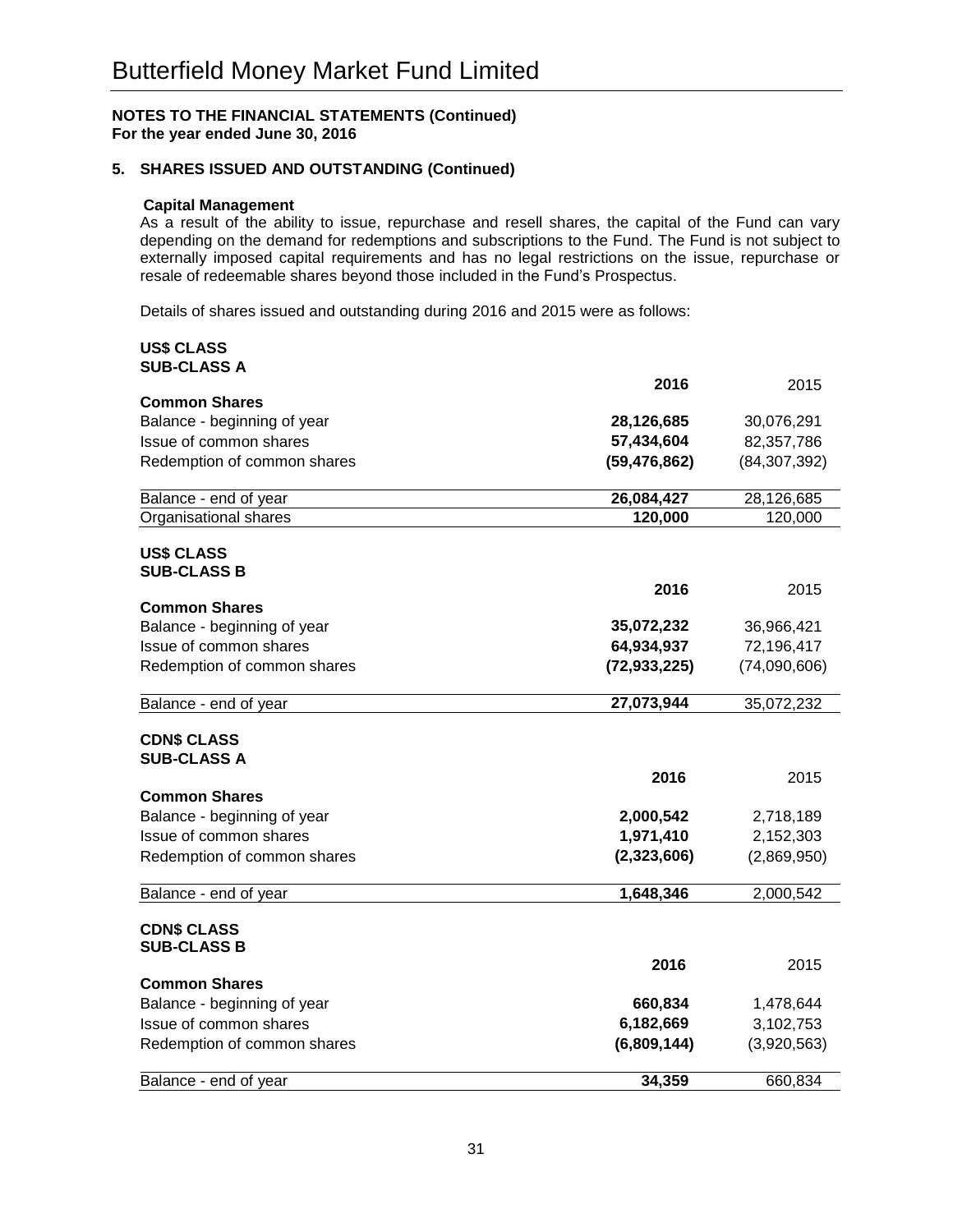# Butterfield Money Market Fund Limited

**NOTES TO THE FINANCIAL STATEMENTS (Continued)**
**For the year ended June 30, 2016**

## 5. SHARES ISSUED AND OUTSTANDING (Continued)

**Capital Management**

As a result of the ability to issue, repurchase and resell shares, the capital of the Fund can vary depending on the demand for redemptions and subscriptions to the Fund. The Fund is not subject to externally imposed capital requirements and has no legal restrictions on the issue, repurchase or resale of redeemable shares beyond those included in the Fund's Prospectus.

Details of shares issued and outstanding during 2016 and 2015 were as follows:

**US$ CLASS**
**SUB-CLASS A**

| | **2016** | 2015 |
|---|---|---|
| **Common Shares** | | |
| Balance - beginning of year | **28,126,685** | 30,076,291 |
| Issue of common shares | **57,434,604** | 82,357,786 |
| Redemption of common shares | **(59,476,862)** | (84,307,392) |
| Balance - end of year | **26,084,427** | 28,126,685 |
| Organisational shares | **120,000** | 120,000 |

**US$ CLASS**
**SUB-CLASS B**

| | **2016** | 2015 |
|---|---|---|
| **Common Shares** | | |
| Balance - beginning of year | **35,072,232** | 36,966,421 |
| Issue of common shares | **64,934,937** | 72,196,417 |
| Redemption of common shares | **(72,933,225)** | (74,090,606) |
| Balance - end of year | **27,073,944** | 35,072,232 |

**CDN$ CLASS**
**SUB-CLASS A**

| | **2016** | 2015 |
|---|---|---|
| **Common Shares** | | |
| Balance - beginning of year | **2,000,542** | 2,718,189 |
| Issue of common shares | **1,971,410** | 2,152,303 |
| Redemption of common shares | **(2,323,606)** | (2,869,950) |
| Balance - end of year | **1,648,346** | 2,000,542 |

**CDN$ CLASS**
**SUB-CLASS B**

| | **2016** | 2015 |
|---|---|---|
| **Common Shares** | | |
| Balance - beginning of year | **660,834** | 1,478,644 |
| Issue of common shares | **6,182,669** | 3,102,753 |
| Redemption of common shares | **(6,809,144)** | (3,920,563) |
| Balance - end of year | **34,359** | 660,834 |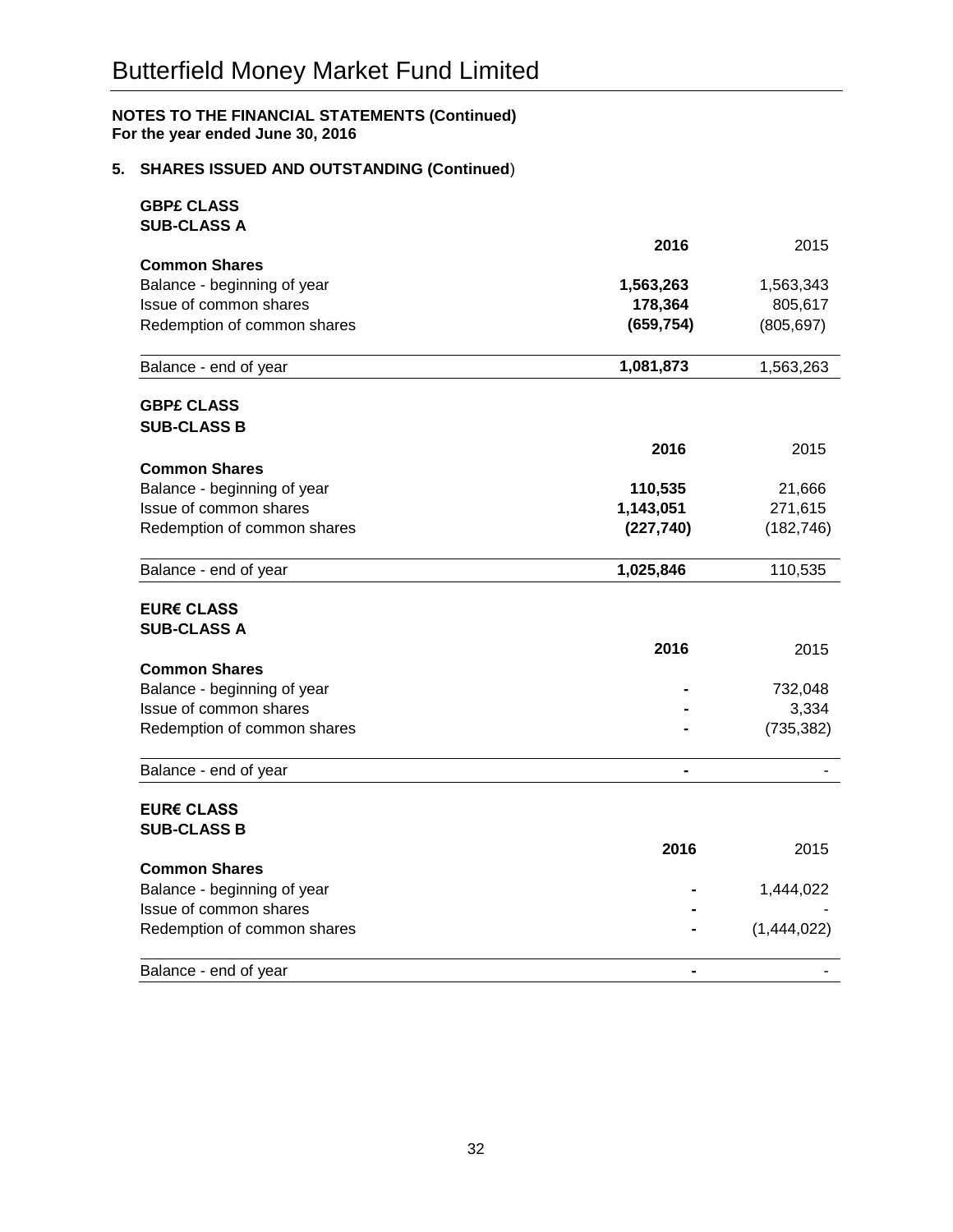# Butterfield Money Market Fund Limited

**NOTES TO THE FINANCIAL STATEMENTS (Continued)**
**For the year ended June 30, 2016**

## 5. SHARES ISSUED AND OUTSTANDING (Continued)

**GBP£ CLASS**
**SUB-CLASS A**

| | **2016** | 2015 |
|---|---|---|
| **Common Shares** | | |
| Balance - beginning of year | **1,563,263** | 1,563,343 |
| Issue of common shares | **178,364** | 805,617 |
| Redemption of common shares | **(659,754)** | (805,697) |
| Balance - end of year | **1,081,873** | 1,563,263 |

**GBP£ CLASS**
**SUB-CLASS B**

| | **2016** | 2015 |
|---|---|---|
| **Common Shares** | | |
| Balance - beginning of year | **110,535** | 21,666 |
| Issue of common shares | **1,143,051** | 271,615 |
| Redemption of common shares | **(227,740)** | (182,746) |
| Balance - end of year | **1,025,846** | 110,535 |

**EUR€ CLASS**
**SUB-CLASS A**

| | **2016** | 2015 |
|---|---|---|
| **Common Shares** | | |
| Balance - beginning of year | **-** | 732,048 |
| Issue of common shares | **-** | 3,334 |
| Redemption of common shares | **-** | (735,382) |
| Balance - end of year | **-** | - |

**EUR€ CLASS**
**SUB-CLASS B**

| | **2016** | 2015 |
|---|---|---|
| **Common Shares** | | |
| Balance - beginning of year | **-** | 1,444,022 |
| Issue of common shares | **-** | - |
| Redemption of common shares | **-** | (1,444,022) |
| Balance - end of year | **-** | - |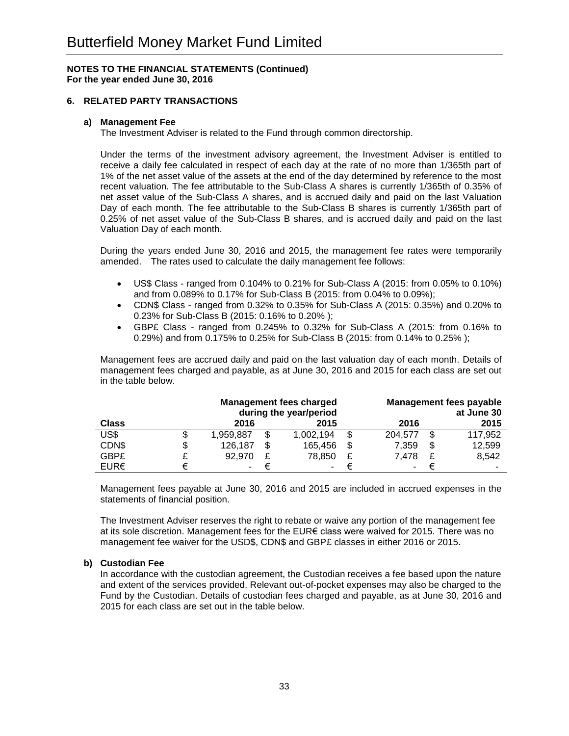# Butterfield Money Market Fund Limited

**NOTES TO THE FINANCIAL STATEMENTS (Continued)**
**For the year ended June 30, 2016**

## 6. RELATED PARTY TRANSACTIONS

### a) Management Fee

The Investment Adviser is related to the Fund through common directorship.

Under the terms of the investment advisory agreement, the Investment Adviser is entitled to receive a daily fee calculated in respect of each day at the rate of no more than 1/365th part of 1% of the net asset value of the assets at the end of the day determined by reference to the most recent valuation. The fee attributable to the Sub-Class A shares is currently 1/365th of 0.35% of net asset value of the Sub-Class A shares, and is accrued daily and paid on the last Valuation Day of each month. The fee attributable to the Sub-Class B shares is currently 1/365th part of 0.25% of net asset value of the Sub-Class B shares, and is accrued daily and paid on the last Valuation Day of each month.

During the years ended June 30, 2016 and 2015, the management fee rates were temporarily amended. The rates used to calculate the daily management fee follows:

- US$ Class - ranged from 0.104% to 0.21% for Sub-Class A (2015: from 0.05% to 0.10%) and from 0.089% to 0.17% for Sub-Class B (2015: from 0.04% to 0.09%);
- CDN$ Class - ranged from 0.32% to 0.35% for Sub-Class A (2015: 0.35%) and 0.20% to 0.23% for Sub-Class B (2015: 0.16% to 0.20% );
- GBP£ Class - ranged from 0.245% to 0.32% for Sub-Class A (2015: from 0.16% to 0.29%) and from 0.175% to 0.25% for Sub-Class B (2015: from 0.14% to 0.25% );

Management fees are accrued daily and paid on the last valuation day of each month. Details of management fees charged and payable, as at June 30, 2016 and 2015 for each class are set out in the table below.

| | Management fees charged during the year/period | | Management fees payable at June 30 | |
|---|---|---|---|---|
| **Class** | **2016** | **2015** | **2016** | **2015** |
| US$ | $ 1,959,887 | $ 1,002,194 | $ 204,577 | $ 117,952 |
| CDN$ | $ 126,187 | $ 165,456 | $ 7,359 | $ 12,599 |
| GBP£ | £ 92,970 | £ 78,850 | £ 7,478 | £ 8,542 |
| EUR€ | € - | € - | € - | € - |

Management fees payable at June 30, 2016 and 2015 are included in accrued expenses in the statements of financial position.

The Investment Adviser reserves the right to rebate or waive any portion of the management fee at its sole discretion. Management fees for the EUR€ class were waived for 2015. There was no management fee waiver for the USD$, CDN$ and GBP£ classes in either 2016 or 2015.

### b) Custodian Fee

In accordance with the custodian agreement, the Custodian receives a fee based upon the nature and extent of the services provided. Relevant out-of-pocket expenses may also be charged to the Fund by the Custodian. Details of custodian fees charged and payable, as at June 30, 2016 and 2015 for each class are set out in the table below.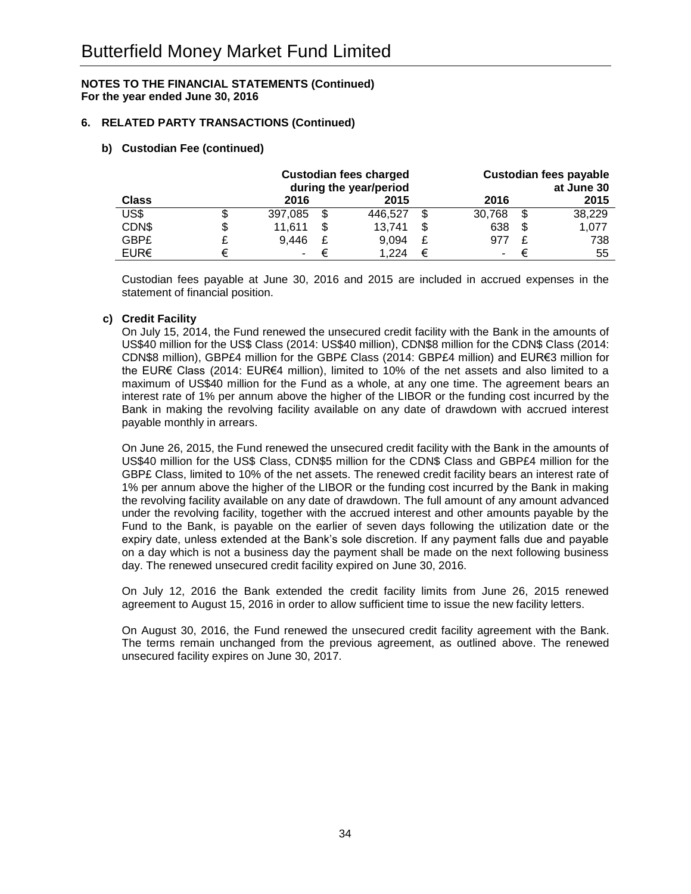# Butterfield Money Market Fund Limited

**NOTES TO THE FINANCIAL STATEMENTS (Continued)**
**For the year ended June 30, 2016**

## 6. RELATED PARTY TRANSACTIONS (Continued)

### b) Custodian Fee (continued)

| Class | Custodian fees charged during the year/period | | Custodian fees payable at June 30 | |
|---|---|---|---|---|
| | 2016 | 2015 | 2016 | 2015 |
| US$ | $ 397,085 | $ 446,527 | $ 30,768 | $ 38,229 |
| CDN$ | $ 11,611 | $ 13,741 | $ 638 | $ 1,077 |
| GBP£ | £ 9,446 | £ 9,094 | £ 977 | £ 738 |
| EUR€ | € - | € 1,224 | € - | € 55 |

Custodian fees payable at June 30, 2016 and 2015 are included in accrued expenses in the statement of financial position.

### c) Credit Facility

On July 15, 2014, the Fund renewed the unsecured credit facility with the Bank in the amounts of US$40 million for the US$ Class (2014: US$40 million), CDN$8 million for the CDN$ Class (2014: CDN$8 million), GBP£4 million for the GBP£ Class (2014: GBP£4 million) and EUR€3 million for the EUR€ Class (2014: EUR€4 million), limited to 10% of the net assets and also limited to a maximum of US$40 million for the Fund as a whole, at any one time. The agreement bears an interest rate of 1% per annum above the higher of the LIBOR or the funding cost incurred by the Bank in making the revolving facility available on any date of drawdown with accrued interest payable monthly in arrears.

On June 26, 2015, the Fund renewed the unsecured credit facility with the Bank in the amounts of US$40 million for the US$ Class, CDN$5 million for the CDN$ Class and GBP£4 million for the GBP£ Class, limited to 10% of the net assets. The renewed credit facility bears an interest rate of 1% per annum above the higher of the LIBOR or the funding cost incurred by the Bank in making the revolving facility available on any date of drawdown. The full amount of any amount advanced under the revolving facility, together with the accrued interest and other amounts payable by the Fund to the Bank, is payable on the earlier of seven days following the utilization date or the expiry date, unless extended at the Bank's sole discretion. If any payment falls due and payable on a day which is not a business day the payment shall be made on the next following business day. The renewed unsecured credit facility expired on June 30, 2016.

On July 12, 2016 the Bank extended the credit facility limits from June 26, 2015 renewed agreement to August 15, 2016 in order to allow sufficient time to issue the new facility letters.

On August 30, 2016, the Fund renewed the unsecured credit facility agreement with the Bank. The terms remain unchanged from the previous agreement, as outlined above. The renewed unsecured facility expires on June 30, 2017.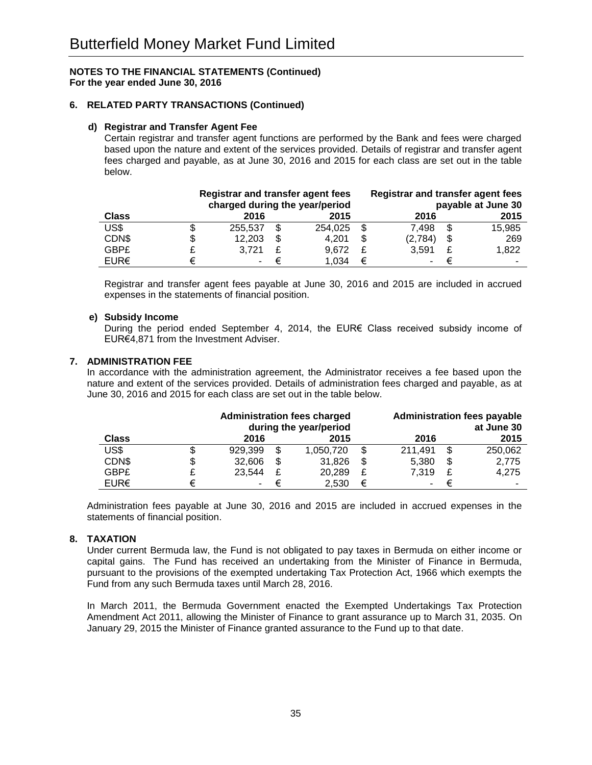# Butterfield Money Market Fund Limited

**NOTES TO THE FINANCIAL STATEMENTS (Continued)**
**For the year ended June 30, 2016**

## 6. RELATED PARTY TRANSACTIONS (Continued)

### d) Registrar and Transfer Agent Fee

Certain registrar and transfer agent functions are performed by the Bank and fees were charged based upon the nature and extent of the services provided. Details of registrar and transfer agent fees charged and payable, as at June 30, 2016 and 2015 for each class are set out in the table below.

| | Registrar and transfer agent fees charged during the year/period | | | | Registrar and transfer agent fees payable at June 30 | | | |
|---|---|---|---|---|---|---|---|---|
| **Class** | | **2016** | | **2015** | | **2016** | | **2015** |
| US$ | $ | 255,537 | $ | 254,025 | $ | 7,498 | $ | 15,985 |
| CDN$ | $ | 12,203 | $ | 4,201 | $ | (2,784) | $ | 269 |
| GBP£ | £ | 3,721 | £ | 9,672 | £ | 3,591 | £ | 1,822 |
| EUR€ | € | - | € | 1,034 | € | - | € | - |

Registrar and transfer agent fees payable at June 30, 2016 and 2015 are included in accrued expenses in the statements of financial position.

### e) Subsidy Income

During the period ended September 4, 2014, the EUR€ Class received subsidy income of EUR€4,871 from the Investment Adviser.

## 7. ADMINISTRATION FEE

In accordance with the administration agreement, the Administrator receives a fee based upon the nature and extent of the services provided. Details of administration fees charged and payable, as at June 30, 2016 and 2015 for each class are set out in the table below.

| | Administration fees charged during the year/period | | | | Administration fees payable at June 30 | | | |
|---|---|---|---|---|---|---|---|---|
| **Class** | | **2016** | | **2015** | | **2016** | | **2015** |
| US$ | $ | 929,399 | $ | 1,050,720 | $ | 211,491 | $ | 250,062 |
| CDN$ | $ | 32,606 | $ | 31,826 | $ | 5,380 | $ | 2,775 |
| GBP£ | £ | 23,544 | £ | 20,289 | £ | 7,319 | £ | 4,275 |
| EUR€ | € | - | € | 2,530 | € | - | € | - |

Administration fees payable at June 30, 2016 and 2015 are included in accrued expenses in the statements of financial position.

## 8. TAXATION

Under current Bermuda law, the Fund is not obligated to pay taxes in Bermuda on either income or capital gains. The Fund has received an undertaking from the Minister of Finance in Bermuda, pursuant to the provisions of the exempted undertaking Tax Protection Act, 1966 which exempts the Fund from any such Bermuda taxes until March 28, 2016.

In March 2011, the Bermuda Government enacted the Exempted Undertakings Tax Protection Amendment Act 2011, allowing the Minister of Finance to grant assurance up to March 31, 2035. On January 29, 2015 the Minister of Finance granted assurance to the Fund up to that date.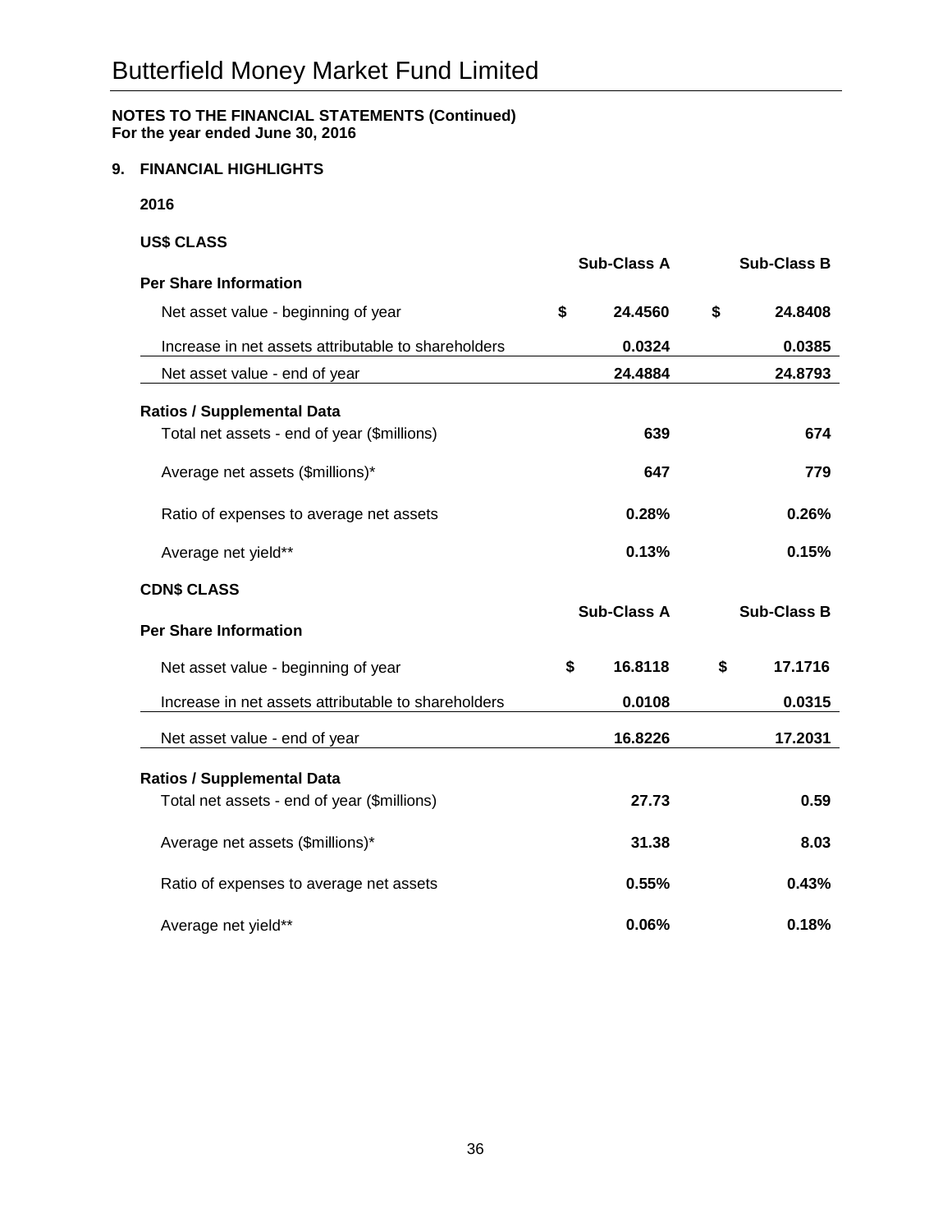# Butterfield Money Market Fund Limited

**NOTES TO THE FINANCIAL STATEMENTS (Continued)**
**For the year ended June 30, 2016**

## 9. FINANCIAL HIGHLIGHTS

**2016**

**US$ CLASS**

| | Sub-Class A | Sub-Class B |
|---|---|---|
| **Per Share Information** | | |
| Net asset value - beginning of year | $ 24.4560 | $ 24.8408 |
| Increase in net assets attributable to shareholders | 0.0324 | 0.0385 |
| Net asset value - end of year | 24.4884 | 24.8793 |
| **Ratios / Supplemental Data** | | |
| Total net assets - end of year ($millions) | 639 | 674 |
| Average net assets ($millions)* | 647 | 779 |
| Ratio of expenses to average net assets | 0.28% | 0.26% |
| Average net yield** | 0.13% | 0.15% |

**CDN$ CLASS**

| | Sub-Class A | Sub-Class B |
|---|---|---|
| **Per Share Information** | | |
| Net asset value - beginning of year | $ 16.8118 | $ 17.1716 |
| Increase in net assets attributable to shareholders | 0.0108 | 0.0315 |
| Net asset value - end of year | 16.8226 | 17.2031 |
| **Ratios / Supplemental Data** | | |
| Total net assets - end of year ($millions) | 27.73 | 0.59 |
| Average net assets ($millions)* | 31.38 | 8.03 |
| Ratio of expenses to average net assets | 0.55% | 0.43% |
| Average net yield** | 0.06% | 0.18% |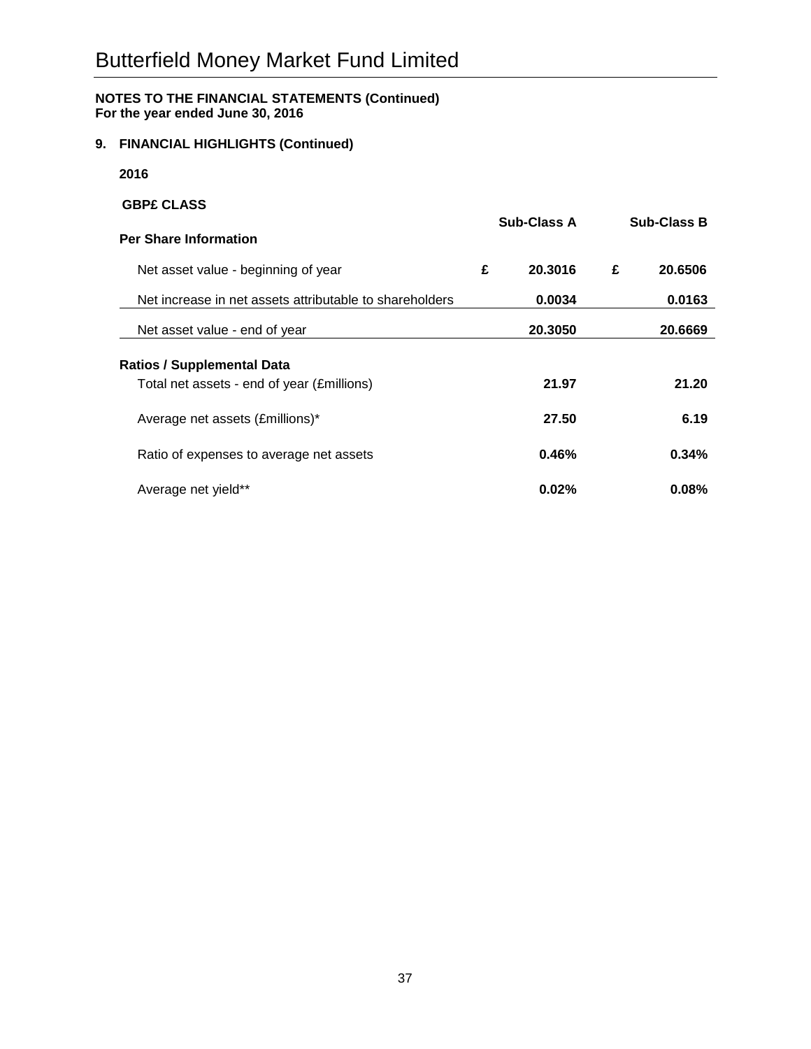# Butterfield Money Market Fund Limited

**NOTES TO THE FINANCIAL STATEMENTS (Continued)**
**For the year ended June 30, 2016**

## 9. FINANCIAL HIGHLIGHTS (Continued)

**2016**

**GBP£ CLASS**

| **Per Share Information** | | **Sub-Class A** | | **Sub-Class B** |
|---|---|---|---|---|
| Net asset value - beginning of year | £ | **20.3016** | £ | **20.6506** |
| Net increase in net assets attributable to shareholders | | **0.0034** | | **0.0163** |
| Net asset value - end of year | | **20.3050** | | **20.6669** |
| **Ratios / Supplemental Data** | | | | |
| Total net assets - end of year (£millions) | | **21.97** | | **21.20** |
| Average net assets (£millions)* | | **27.50** | | **6.19** |
| Ratio of expenses to average net assets | | **0.46%** | | **0.34%** |
| Average net yield** | | **0.02%** | | **0.08%** |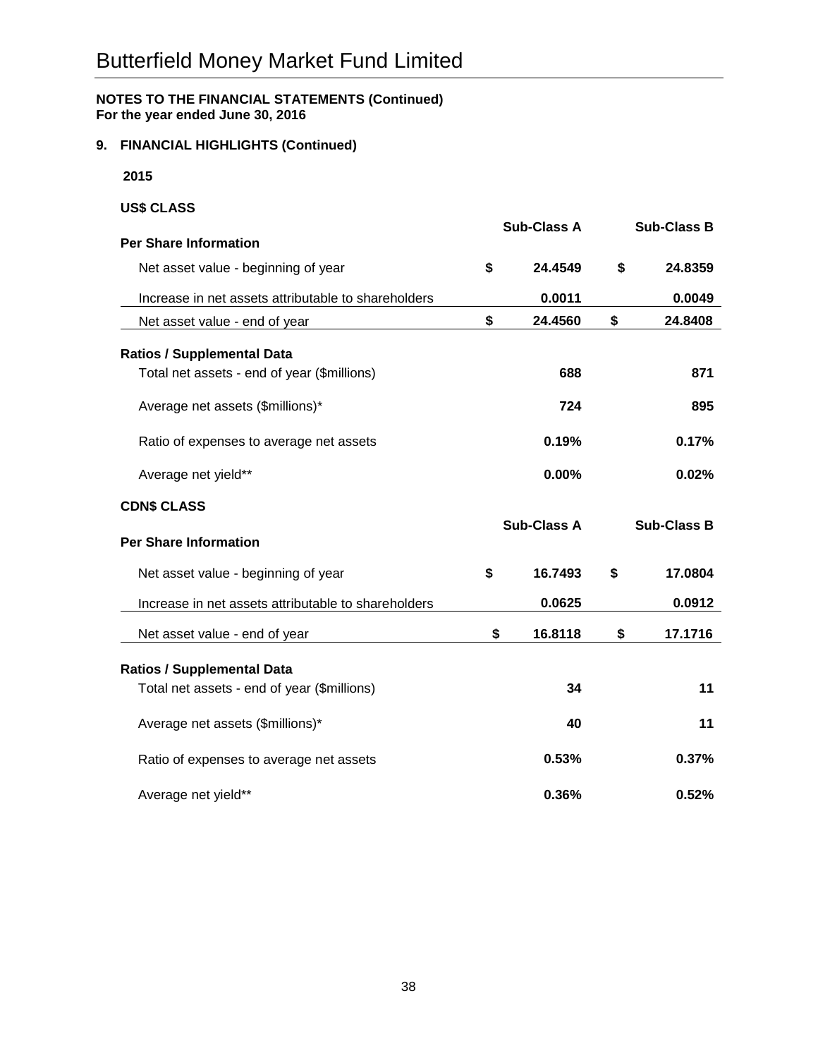# Butterfield Money Market Fund Limited

**NOTES TO THE FINANCIAL STATEMENTS (Continued)**
**For the year ended June 30, 2016**

## 9. FINANCIAL HIGHLIGHTS (Continued)

### 2015

**US$ CLASS**

| | Sub-Class A | Sub-Class B |
|---|---|---|
| **Per Share Information** | | |
| Net asset value - beginning of year | $ 24.4549 | $ 24.8359 |
| Increase in net assets attributable to shareholders | 0.0011 | 0.0049 |
| Net asset value - end of year | $ 24.4560 | $ 24.8408 |
| **Ratios / Supplemental Data** | | |
| Total net assets - end of year ($millions) | 688 | 871 |
| Average net assets ($millions)* | 724 | 895 |
| Ratio of expenses to average net assets | 0.19% | 0.17% |
| Average net yield** | 0.00% | 0.02% |

**CDN$ CLASS**

| | Sub-Class A | Sub-Class B |
|---|---|---|
| **Per Share Information** | | |
| Net asset value - beginning of year | $ 16.7493 | $ 17.0804 |
| Increase in net assets attributable to shareholders | 0.0625 | 0.0912 |
| Net asset value - end of year | $ 16.8118 | $ 17.1716 |
| **Ratios / Supplemental Data** | | |
| Total net assets - end of year ($millions) | 34 | 11 |
| Average net assets ($millions)* | 40 | 11 |
| Ratio of expenses to average net assets | 0.53% | 0.37% |
| Average net yield** | 0.36% | 0.52% |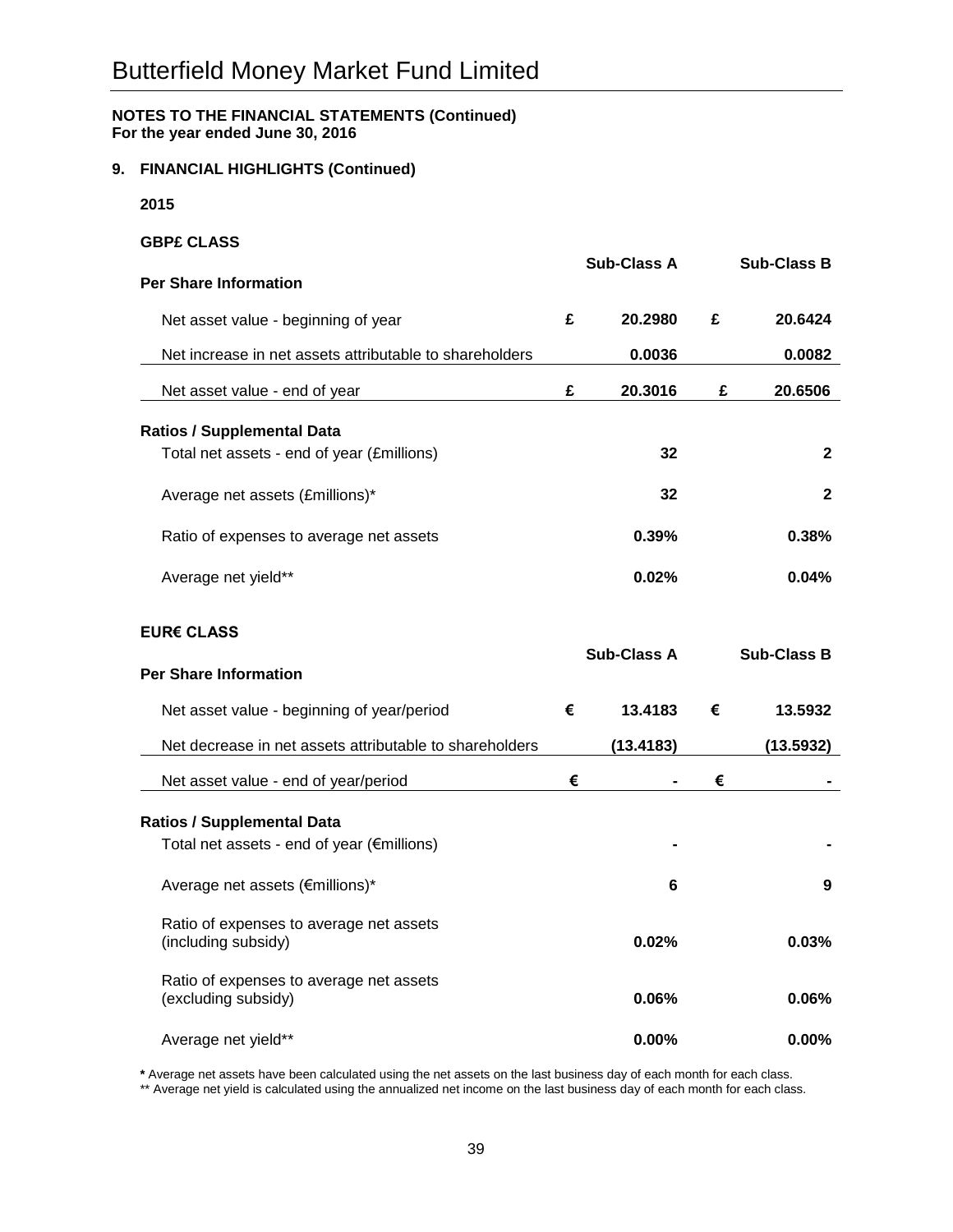# Butterfield Money Market Fund Limited

**NOTES TO THE FINANCIAL STATEMENTS (Continued)**
**For the year ended June 30, 2016**

## 9. FINANCIAL HIGHLIGHTS (Continued)

**2015**

**GBP£ CLASS**

| Per Share Information | | Sub-Class A | | Sub-Class B |
|---|---|---|---|---|
| Net asset value - beginning of year | £ | 20.2980 | £ | 20.6424 |
| Net increase in net assets attributable to shareholders | | 0.0036 | | 0.0082 |
| Net asset value - end of year | £ | 20.3016 | £ | 20.6506 |
| **Ratios / Supplemental Data** | | | | |
| Total net assets - end of year (£millions) | | 32 | | 2 |
| Average net assets (£millions)* | | 32 | | 2 |
| Ratio of expenses to average net assets | | 0.39% | | 0.38% |
| Average net yield** | | 0.02% | | 0.04% |

**EUR€ CLASS**

| Per Share Information | | Sub-Class A | | Sub-Class B |
|---|---|---|---|---|
| Net asset value - beginning of year/period | € | 13.4183 | € | 13.5932 |
| Net decrease in net assets attributable to shareholders | | (13.4183) | | (13.5932) |
| Net asset value - end of year/period | € | - | € | - |
| **Ratios / Supplemental Data** | | | | |
| Total net assets - end of year (€millions) | | - | | - |
| Average net assets (€millions)* | | 6 | | 9 |
| Ratio of expenses to average net assets (including subsidy) | | 0.02% | | 0.03% |
| Ratio of expenses to average net assets (excluding subsidy) | | 0.06% | | 0.06% |
| Average net yield** | | 0.00% | | 0.00% |

**\*** Average net assets have been calculated using the net assets on the last business day of each month for each class.
** Average net yield is calculated using the annualized net income on the last business day of each month for each class.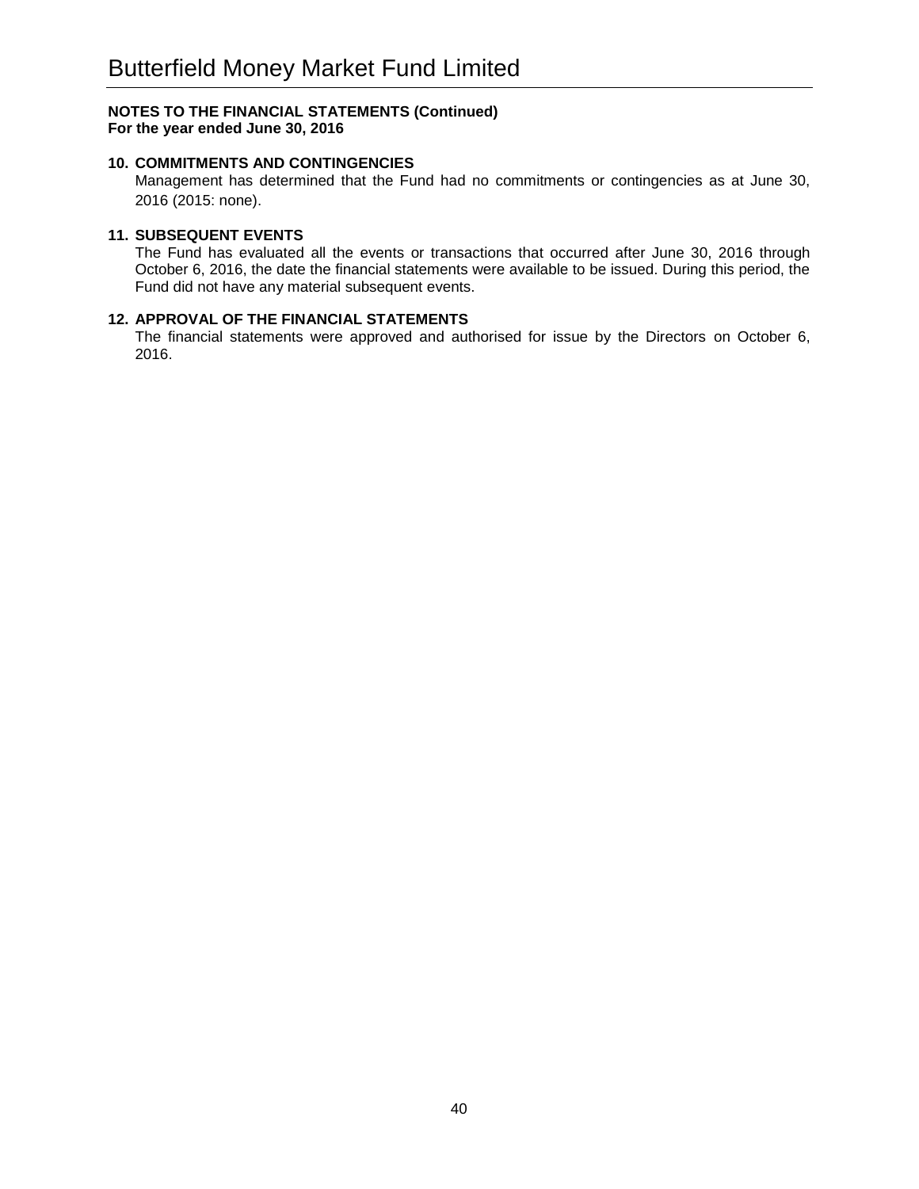# Butterfield Money Market Fund Limited

**NOTES TO THE FINANCIAL STATEMENTS (Continued)**
**For the year ended June 30, 2016**

### 10. COMMITMENTS AND CONTINGENCIES

Management has determined that the Fund had no commitments or contingencies as at June 30, 2016 (2015: none).

### 11. SUBSEQUENT EVENTS

The Fund has evaluated all the events or transactions that occurred after June 30, 2016 through October 6, 2016, the date the financial statements were available to be issued. During this period, the Fund did not have any material subsequent events.

### 12. APPROVAL OF THE FINANCIAL STATEMENTS

The financial statements were approved and authorised for issue by the Directors on October 6, 2016.